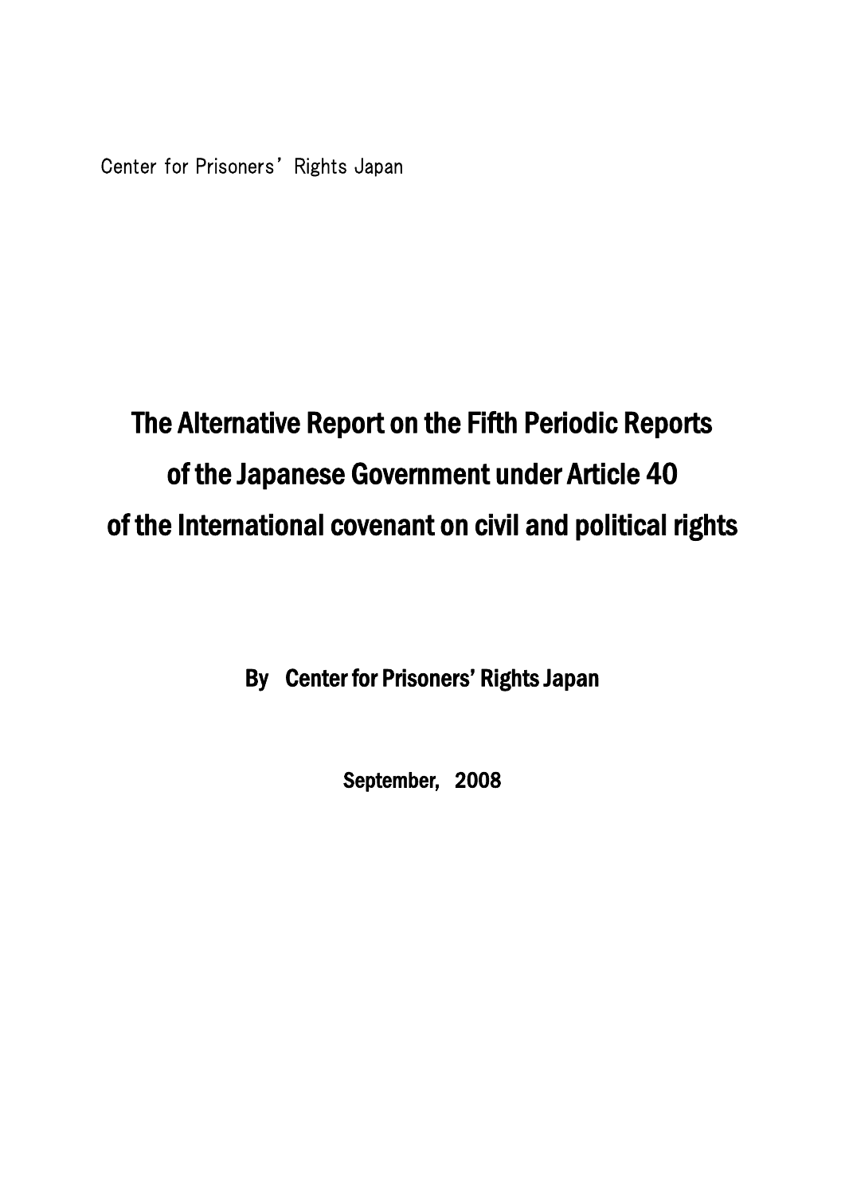Center for Prisoners' Rights Japan

# The Alternative Report on the Fifth Periodic Reports of the Japanese Government under Article 40 of the International covenant on civil and political rights

**By　Center for Prisoners' Rights Japan**

**September,　2008**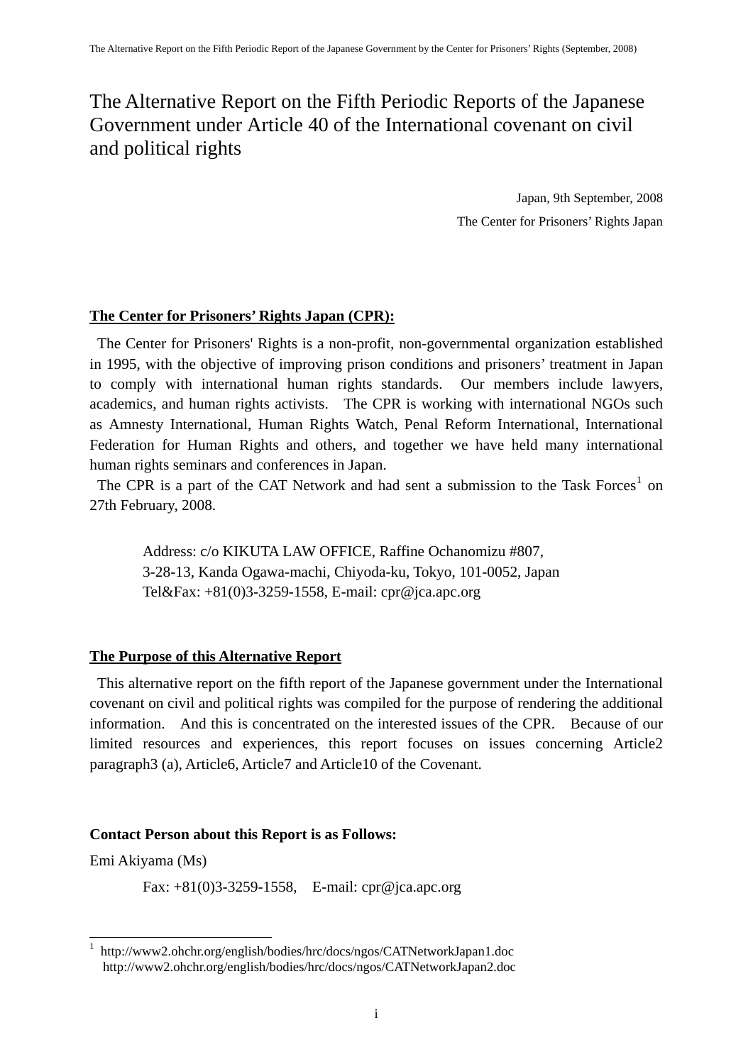# The Alternative Report on the Fifth Periodic Reports of the Japanese Government under Article 40 of the International covenant on civil and political rights

Japan, 9th September, 2008

The Center for Prisoners' Rights Japan

**The Center for Prisoners' Rights Japan (CPR):**

The Center for Prisoners' Rights is a non-profit, non-governmental organization established in 1995, with the objective of improving prison conditions and prisoners' treatment in Japan to comply with international human rights standards. Our members include lawyers, academics, and human rights activists. The CPR is working with international NGOs such as Amnesty International, Human Rights Watch, Penal Reform International, International Federation for Human Rights and others, and together we have held many international human rights seminars and conferences in Japan.

The CPR is a part of the CAT Network and had sent a submission to the Task Forces[1] on 27th February, 2008.

Address: c/o KIKUTA LAW OFFICE, Raffine Ochanomizu #807,
3-28-13, Kanda Ogawa-machi, Chiyoda-ku, Tokyo, 101-0052, Japan
Tel&Fax: +81(0)3-3259-1558, E-mail: cpr@jca.apc.org

**The Purpose of this Alternative Report**

This alternative report on the fifth report of the Japanese government under the International covenant on civil and political rights was compiled for the purpose of rendering the additional information. And this is concentrated on the interested issues of the CPR. Because of our limited resources and experiences, this report focuses on issues concerning Article2 paragraph3 (a), Article6, Article7 and Article10 of the Covenant.

**Contact Person about this Report is as Follows:**

Emi Akiyama (Ms)

Fax: +81(0)3-3259-1558, E-mail: cpr@jca.apc.org

---

[1] http://www2.ohchr.org/english/bodies/hrc/docs/ngos/CATNetworkJapan1.doc
http://www2.ohchr.org/english/bodies/hrc/docs/ngos/CATNetworkJapan2.doc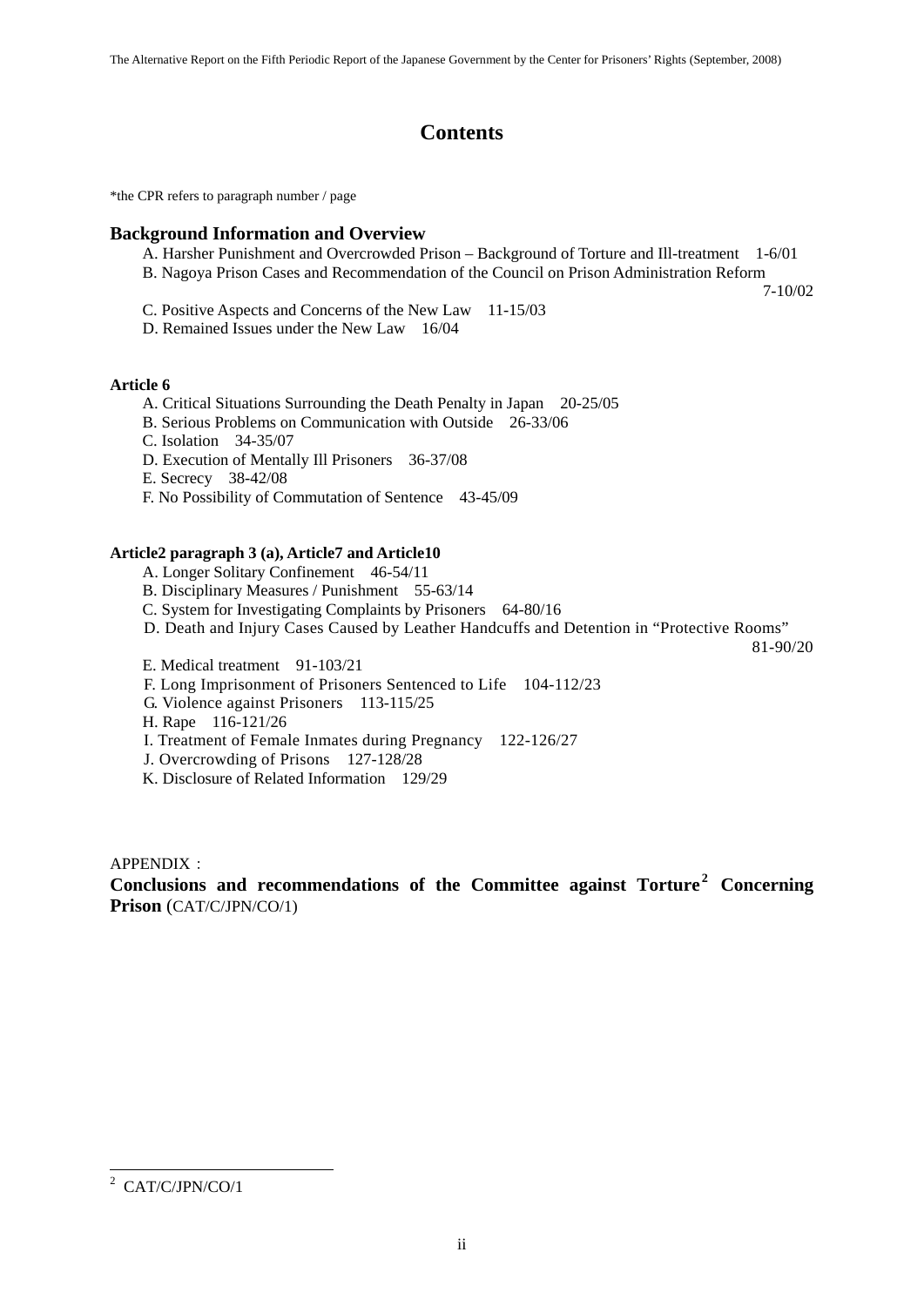# Contents

*the CPR refers to paragraph number / page

## Background Information and Overview

A. Harsher Punishment and Overcrowded Prison – Background of Torture and Ill-treatment 1-6/01

B. Nagoya Prison Cases and Recommendation of the Council on Prison Administration Reform 7-10/02

C. Positive Aspects and Concerns of the New Law 11-15/03

D. Remained Issues under the New Law 16/04

**Article 6**

A. Critical Situations Surrounding the Death Penalty in Japan 20-25/05

B. Serious Problems on Communication with Outside 26-33/06

C. Isolation 34-35/07

D. Execution of Mentally Ill Prisoners 36-37/08

E. Secrecy 38-42/08

F. No Possibility of Commutation of Sentence 43-45/09

**Article2 paragraph 3 (a), Article7 and Article10**

A. Longer Solitary Confinement 46-54/11

B. Disciplinary Measures / Punishment 55-63/14

C. System for Investigating Complaints by Prisoners 64-80/16

D. Death and Injury Cases Caused by Leather Handcuffs and Detention in "Protective Rooms" 81-90/20

E. Medical treatment 91-103/21

F. Long Imprisonment of Prisoners Sentenced to Life 104-112/23

G. Violence against Prisoners 113-115/25

H. Rape 116-121/26

I. Treatment of Female Inmates during Pregnancy 122-126/27

J. Overcrowding of Prisons 127-128/28

K. Disclosure of Related Information 129/29

APPENDIX：

**Conclusions and recommendations of the Committee against Torture[2] Concerning Prison** (CAT/C/JPN/CO/1)

---

[2] CAT/C/JPN/CO/1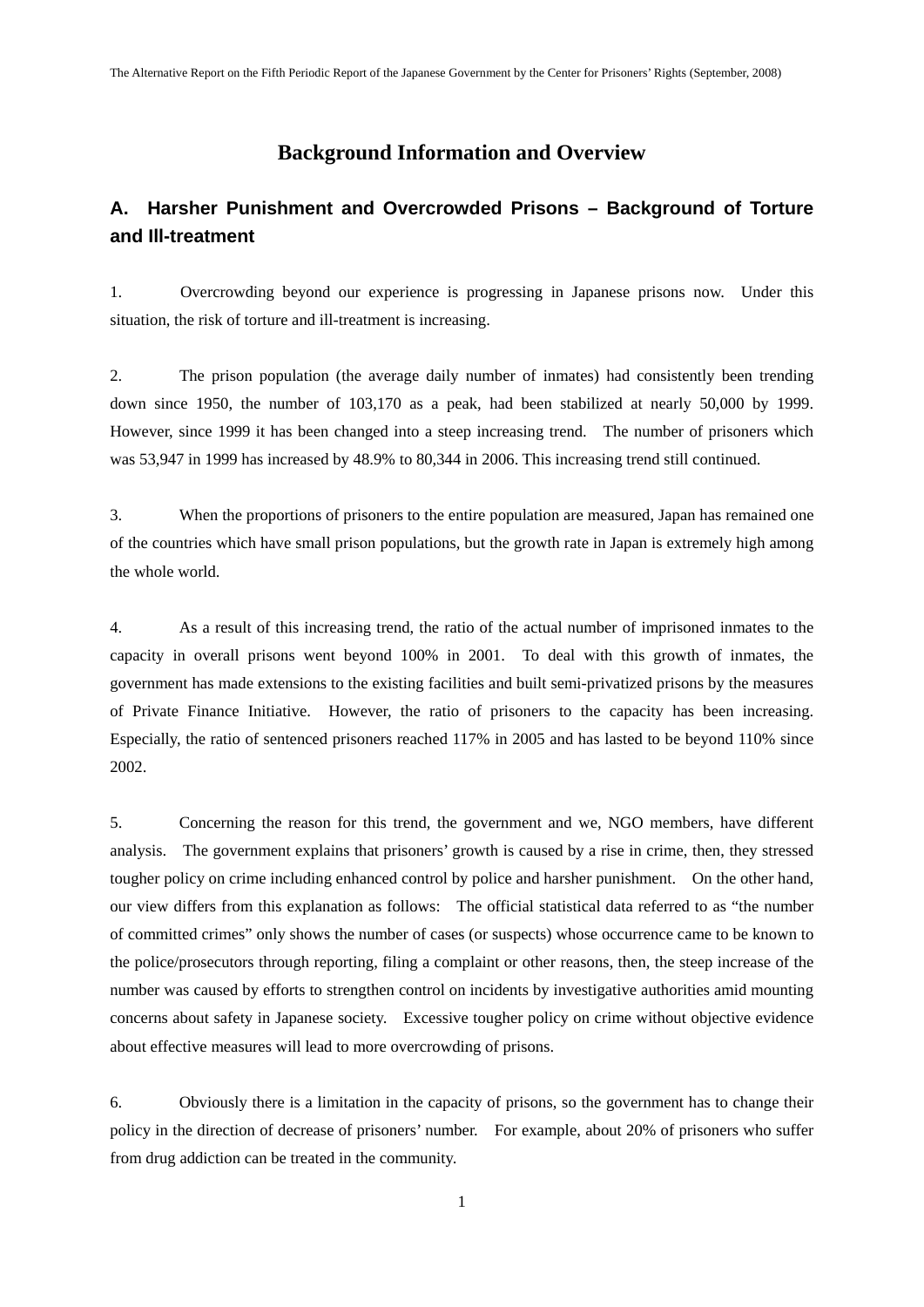# Background Information and Overview

## A. Harsher Punishment and Overcrowded Prisons – Background of Torture and Ill-treatment

1. Overcrowding beyond our experience is progressing in Japanese prisons now. Under this situation, the risk of torture and ill-treatment is increasing.

2. The prison population (the average daily number of inmates) had consistently been trending down since 1950, the number of 103,170 as a peak, had been stabilized at nearly 50,000 by 1999. However, since 1999 it has been changed into a steep increasing trend. The number of prisoners which was 53,947 in 1999 has increased by 48.9% to 80,344 in 2006. This increasing trend still continued.

3. When the proportions of prisoners to the entire population are measured, Japan has remained one of the countries which have small prison populations, but the growth rate in Japan is extremely high among the whole world.

4. As a result of this increasing trend, the ratio of the actual number of imprisoned inmates to the capacity in overall prisons went beyond 100% in 2001. To deal with this growth of inmates, the government has made extensions to the existing facilities and built semi-privatized prisons by the measures of Private Finance Initiative. However, the ratio of prisoners to the capacity has been increasing. Especially, the ratio of sentenced prisoners reached 117% in 2005 and has lasted to be beyond 110% since 2002.

5. Concerning the reason for this trend, the government and we, NGO members, have different analysis. The government explains that prisoners' growth is caused by a rise in crime, then, they stressed tougher policy on crime including enhanced control by police and harsher punishment. On the other hand, our view differs from this explanation as follows: The official statistical data referred to as "the number of committed crimes" only shows the number of cases (or suspects) whose occurrence came to be known to the police/prosecutors through reporting, filing a complaint or other reasons, then, the steep increase of the number was caused by efforts to strengthen control on incidents by investigative authorities amid mounting concerns about safety in Japanese society. Excessive tougher policy on crime without objective evidence about effective measures will lead to more overcrowding of prisons.

6. Obviously there is a limitation in the capacity of prisons, so the government has to change their policy in the direction of decrease of prisoners' number. For example, about 20% of prisoners who suffer from drug addiction can be treated in the community.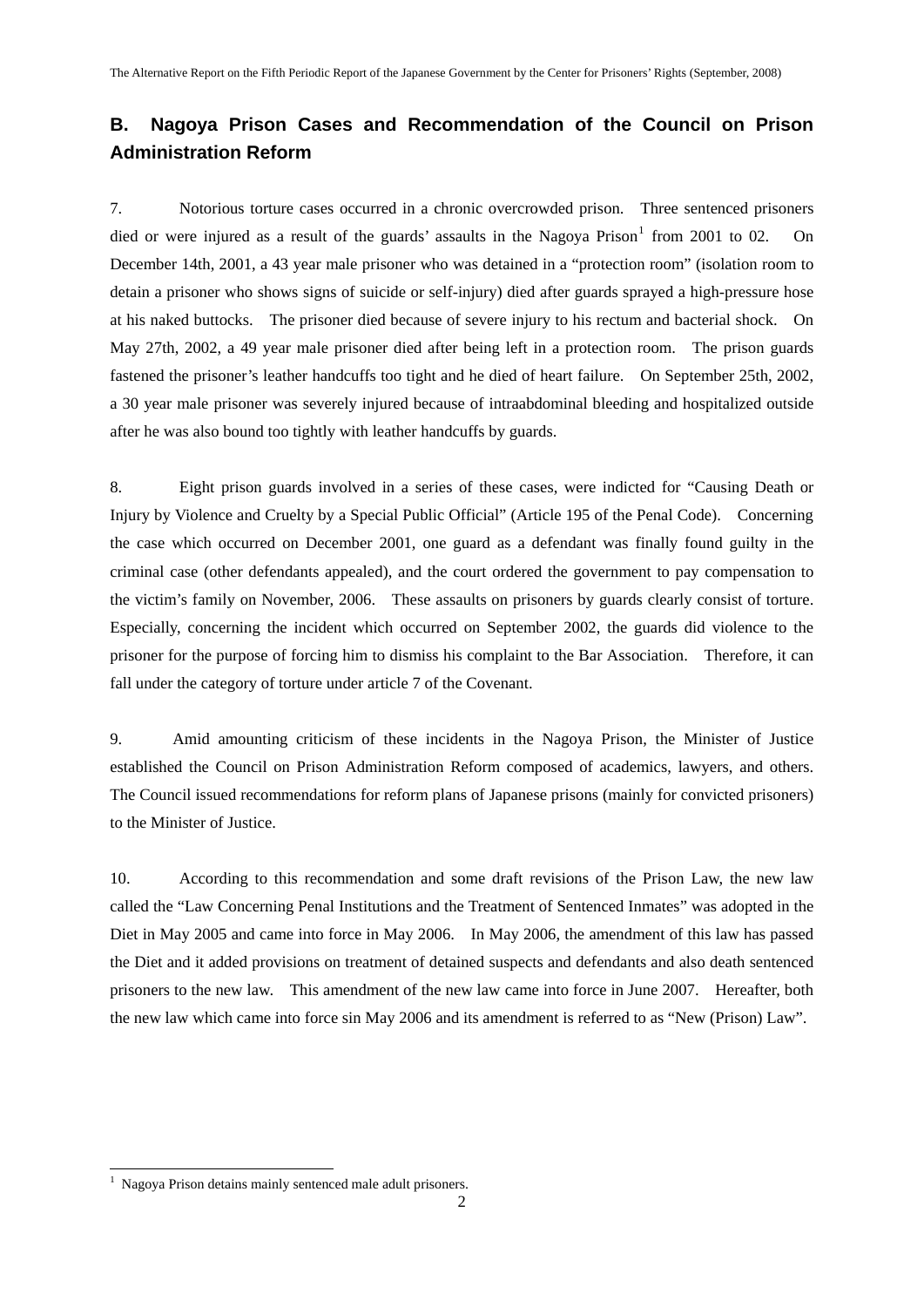## B. Nagoya Prison Cases and Recommendation of the Council on Prison Administration Reform

7. Notorious torture cases occurred in a chronic overcrowded prison. Three sentenced prisoners died or were injured as a result of the guards' assaults in the Nagoya Prison[1] from 2001 to 02. On December 14th, 2001, a 43 year male prisoner who was detained in a "protection room" (isolation room to detain a prisoner who shows signs of suicide or self-injury) died after guards sprayed a high-pressure hose at his naked buttocks. The prisoner died because of severe injury to his rectum and bacterial shock. On May 27th, 2002, a 49 year male prisoner died after being left in a protection room. The prison guards fastened the prisoner's leather handcuffs too tight and he died of heart failure. On September 25th, 2002, a 30 year male prisoner was severely injured because of intraabdominal bleeding and hospitalized outside after he was also bound too tightly with leather handcuffs by guards.

8. Eight prison guards involved in a series of these cases, were indicted for "Causing Death or Injury by Violence and Cruelty by a Special Public Official" (Article 195 of the Penal Code). Concerning the case which occurred on December 2001, one guard as a defendant was finally found guilty in the criminal case (other defendants appealed), and the court ordered the government to pay compensation to the victim's family on November, 2006. These assaults on prisoners by guards clearly consist of torture. Especially, concerning the incident which occurred on September 2002, the guards did violence to the prisoner for the purpose of forcing him to dismiss his complaint to the Bar Association. Therefore, it can fall under the category of torture under article 7 of the Covenant.

9. Amid amounting criticism of these incidents in the Nagoya Prison, the Minister of Justice established the Council on Prison Administration Reform composed of academics, lawyers, and others. The Council issued recommendations for reform plans of Japanese prisons (mainly for convicted prisoners) to the Minister of Justice.

10. According to this recommendation and some draft revisions of the Prison Law, the new law called the "Law Concerning Penal Institutions and the Treatment of Sentenced Inmates" was adopted in the Diet in May 2005 and came into force in May 2006. In May 2006, the amendment of this law has passed the Diet and it added provisions on treatment of detained suspects and defendants and also death sentenced prisoners to the new law. This amendment of the new law came into force in June 2007. Hereafter, both the new law which came into force sin May 2006 and its amendment is referred to as "New (Prison) Law".

---

[1] Nagoya Prison detains mainly sentenced male adult prisoners.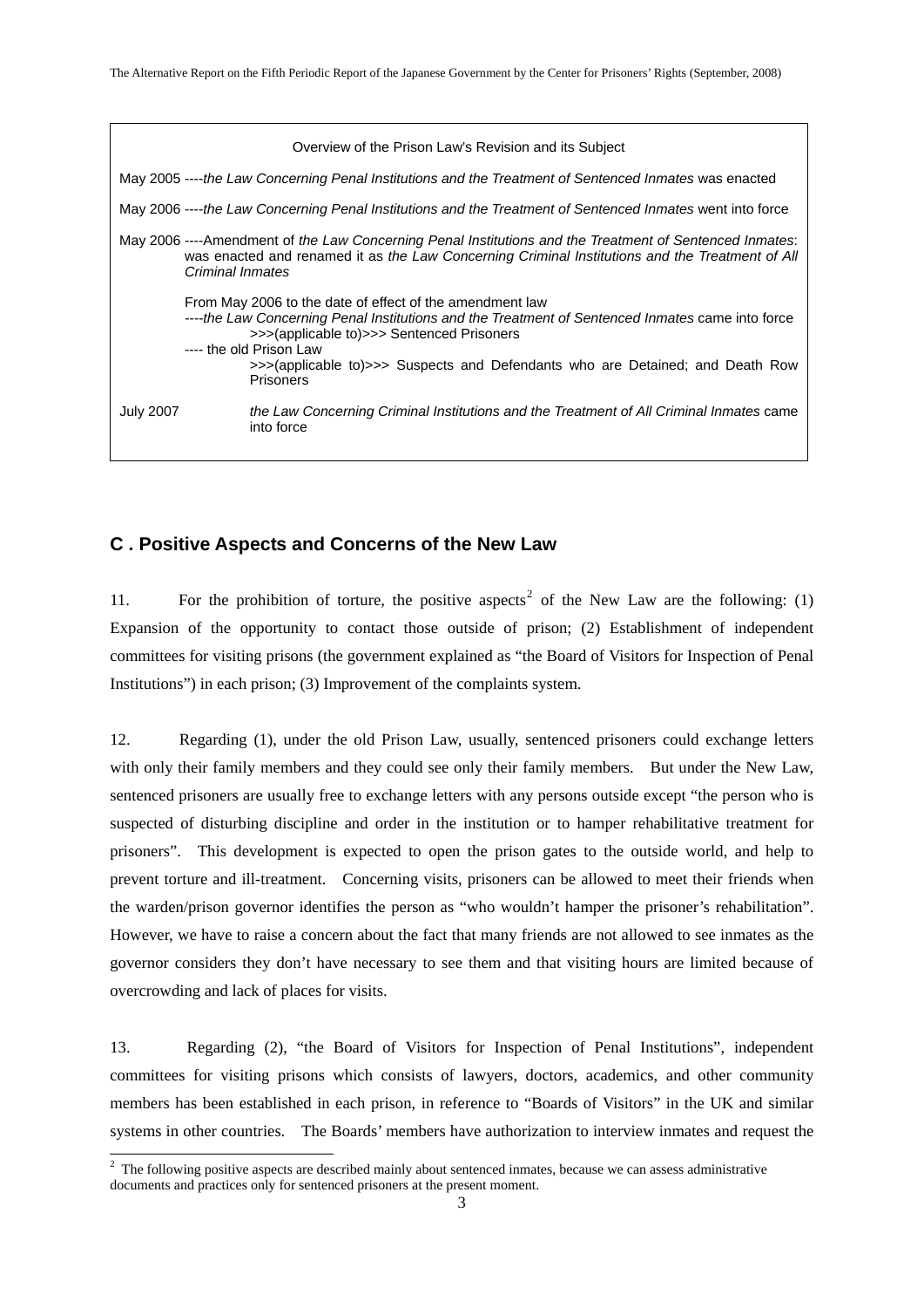Overview of the Prison Law's Revision and its Subject

May 2005 ----*the Law Concerning Penal Institutions and the Treatment of Sentenced Inmates* was enacted

May 2006 ----*the Law Concerning Penal Institutions and the Treatment of Sentenced Inmates* went into force

May 2006 ----Amendment of *the Law Concerning Penal Institutions and the Treatment of Sentenced Inmates*: was enacted and renamed it as *the Law Concerning Criminal Institutions and the Treatment of All Criminal Inmates*

From May 2006 to the date of effect of the amendment law
----*the Law Concerning Penal Institutions and the Treatment of Sentenced Inmates* came into force
>>>(applicable to)>>> Sentenced Prisoners
---- the old Prison Law
>>>(applicable to)>>> Suspects and Defendants who are Detained; and Death Row Prisoners

July 2007 *the Law Concerning Criminal Institutions and the Treatment of All Criminal Inmates* came into force

## C . Positive Aspects and Concerns of the New Law

11. For the prohibition of torture, the positive aspects[2] of the New Law are the following: (1) Expansion of the opportunity to contact those outside of prison; (2) Establishment of independent committees for visiting prisons (the government explained as "the Board of Visitors for Inspection of Penal Institutions") in each prison; (3) Improvement of the complaints system.

12. Regarding (1), under the old Prison Law, usually, sentenced prisoners could exchange letters with only their family members and they could see only their family members. But under the New Law, sentenced prisoners are usually free to exchange letters with any persons outside except "the person who is suspected of disturbing discipline and order in the institution or to hamper rehabilitative treatment for prisoners". This development is expected to open the prison gates to the outside world, and help to prevent torture and ill-treatment. Concerning visits, prisoners can be allowed to meet their friends when the warden/prison governor identifies the person as "who wouldn't hamper the prisoner's rehabilitation". However, we have to raise a concern about the fact that many friends are not allowed to see inmates as the governor considers they don't have necessary to see them and that visiting hours are limited because of overcrowding and lack of places for visits.

13. Regarding (2), "the Board of Visitors for Inspection of Penal Institutions", independent committees for visiting prisons which consists of lawyers, doctors, academics, and other community members has been established in each prison, in reference to "Boards of Visitors" in the UK and similar systems in other countries. The Boards' members have authorization to interview inmates and request the

[2] The following positive aspects are described mainly about sentenced inmates, because we can assess administrative documents and practices only for sentenced prisoners at the present moment.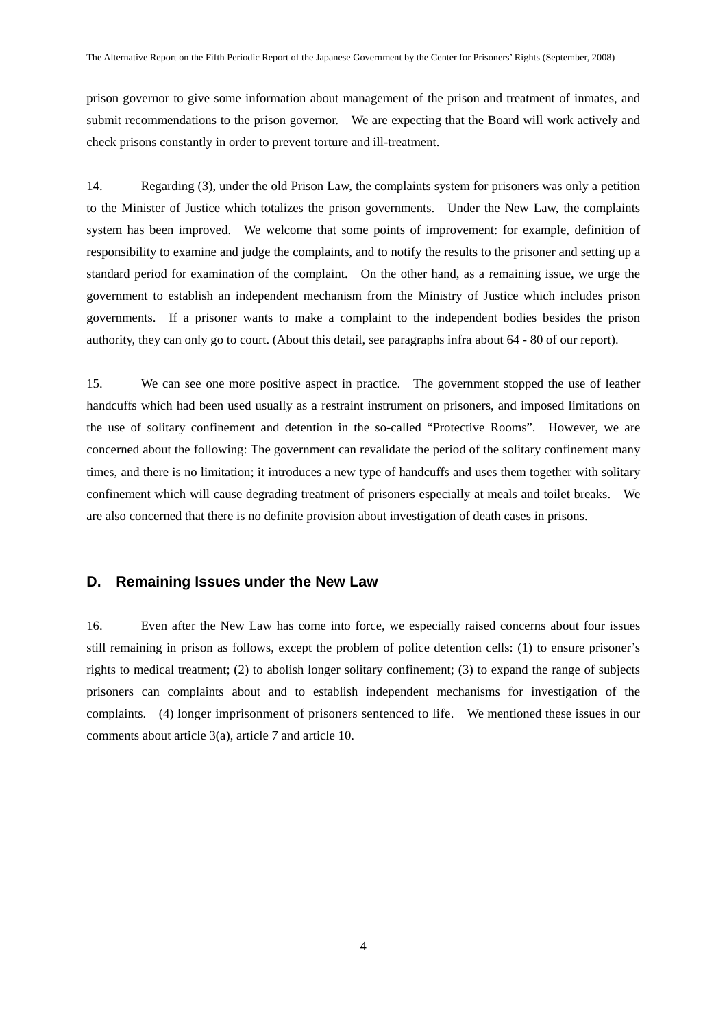prison governor to give some information about management of the prison and treatment of inmates, and submit recommendations to the prison governor. We are expecting that the Board will work actively and check prisons constantly in order to prevent torture and ill-treatment.

14. Regarding (3), under the old Prison Law, the complaints system for prisoners was only a petition to the Minister of Justice which totalizes the prison governments. Under the New Law, the complaints system has been improved. We welcome that some points of improvement: for example, definition of responsibility to examine and judge the complaints, and to notify the results to the prisoner and setting up a standard period for examination of the complaint. On the other hand, as a remaining issue, we urge the government to establish an independent mechanism from the Ministry of Justice which includes prison governments. If a prisoner wants to make a complaint to the independent bodies besides the prison authority, they can only go to court. (About this detail, see paragraphs infra about 64 - 80 of our report).

15. We can see one more positive aspect in practice. The government stopped the use of leather handcuffs which had been used usually as a restraint instrument on prisoners, and imposed limitations on the use of solitary confinement and detention in the so-called "Protective Rooms". However, we are concerned about the following: The government can revalidate the period of the solitary confinement many times, and there is no limitation; it introduces a new type of handcuffs and uses them together with solitary confinement which will cause degrading treatment of prisoners especially at meals and toilet breaks. We are also concerned that there is no definite provision about investigation of death cases in prisons.

## D. Remaining Issues under the New Law

16. Even after the New Law has come into force, we especially raised concerns about four issues still remaining in prison as follows, except the problem of police detention cells: (1) to ensure prisoner's rights to medical treatment; (2) to abolish longer solitary confinement; (3) to expand the range of subjects prisoners can complaints about and to establish independent mechanisms for investigation of the complaints. (4) longer imprisonment of prisoners sentenced to life. We mentioned these issues in our comments about article 3(a), article 7 and article 10.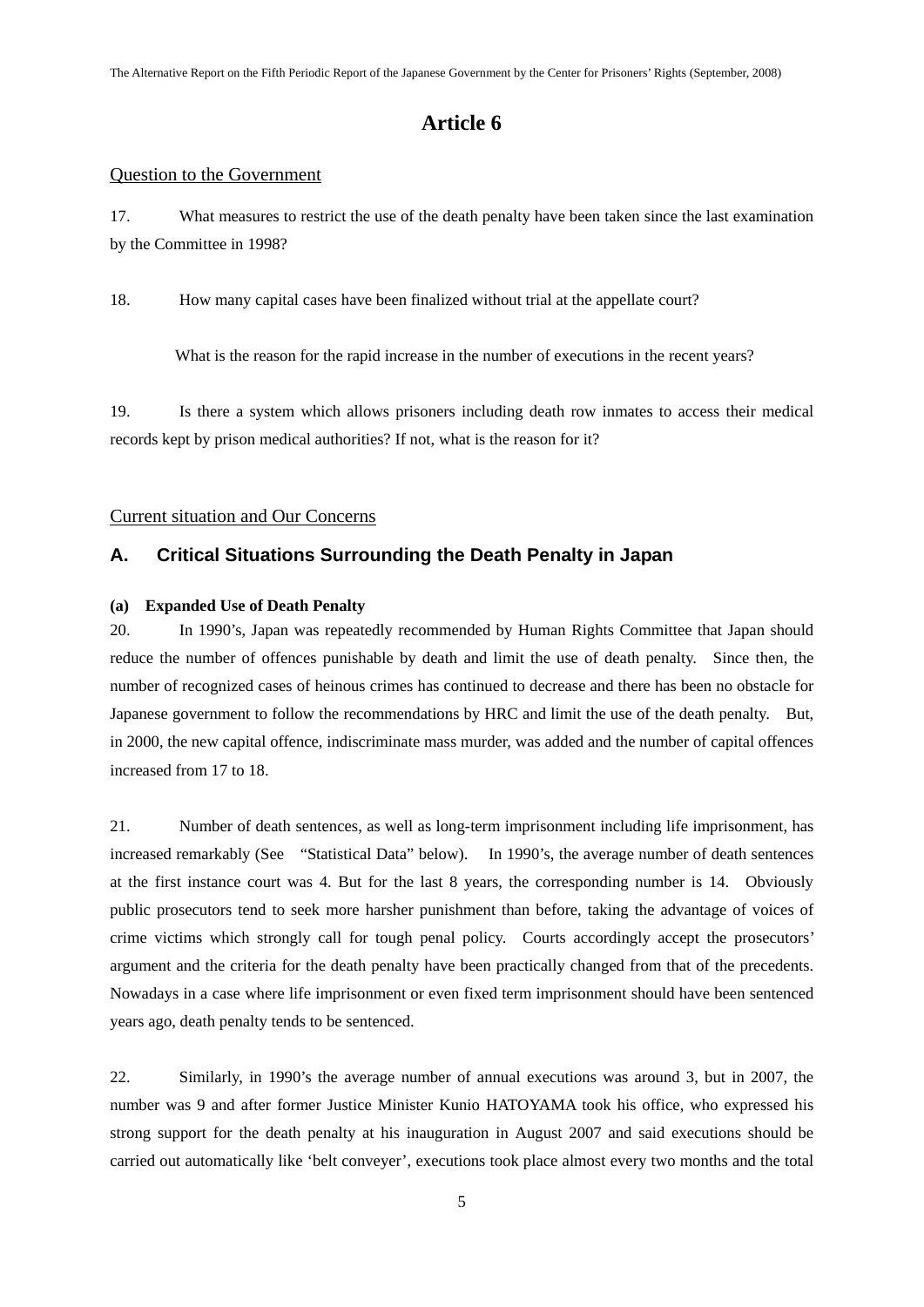# Article 6

Question to the Government

17. What measures to restrict the use of the death penalty have been taken since the last examination by the Committee in 1998?

18. How many capital cases have been finalized without trial at the appellate court?

What is the reason for the rapid increase in the number of executions in the recent years?

19. Is there a system which allows prisoners including death row inmates to access their medical records kept by prison medical authorities? If not, what is the reason for it?

Current situation and Our Concerns

## A. Critical Situations Surrounding the Death Penalty in Japan

**(a) Expanded Use of Death Penalty**

20. In 1990's, Japan was repeatedly recommended by Human Rights Committee that Japan should reduce the number of offences punishable by death and limit the use of death penalty. Since then, the number of recognized cases of heinous crimes has continued to decrease and there has been no obstacle for Japanese government to follow the recommendations by HRC and limit the use of the death penalty. But, in 2000, the new capital offence, indiscriminate mass murder, was added and the number of capital offences increased from 17 to 18.

21. Number of death sentences, as well as long-term imprisonment including life imprisonment, has increased remarkably (See "Statistical Data" below). In 1990's, the average number of death sentences at the first instance court was 4. But for the last 8 years, the corresponding number is 14. Obviously public prosecutors tend to seek more harsher punishment than before, taking the advantage of voices of crime victims which strongly call for tough penal policy. Courts accordingly accept the prosecutors' argument and the criteria for the death penalty have been practically changed from that of the precedents. Nowadays in a case where life imprisonment or even fixed term imprisonment should have been sentenced years ago, death penalty tends to be sentenced.

22. Similarly, in 1990's the average number of annual executions was around 3, but in 2007, the number was 9 and after former Justice Minister Kunio HATOYAMA took his office, who expressed his strong support for the death penalty at his inauguration in August 2007 and said executions should be carried out automatically like 'belt conveyer', executions took place almost every two months and the total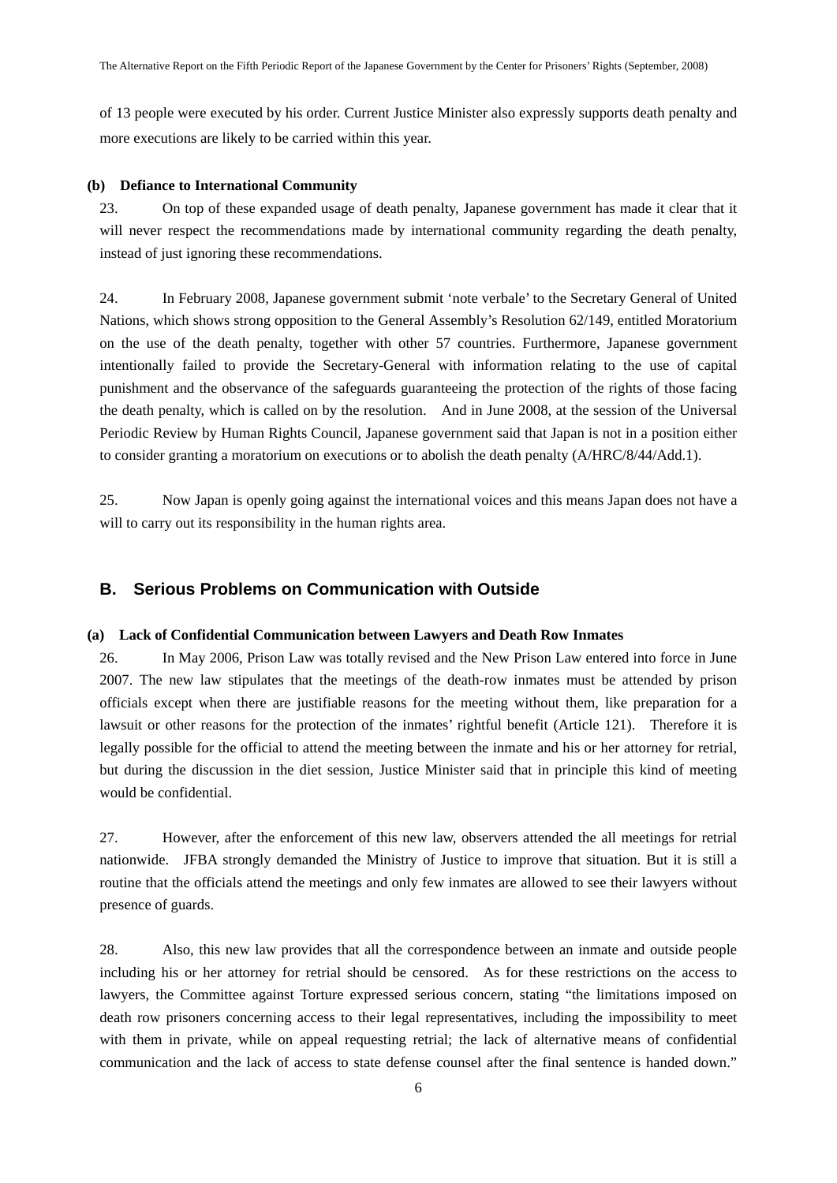of 13 people were executed by his order. Current Justice Minister also expressly supports death penalty and more executions are likely to be carried within this year.

**(b) Defiance to International Community**

23. On top of these expanded usage of death penalty, Japanese government has made it clear that it will never respect the recommendations made by international community regarding the death penalty, instead of just ignoring these recommendations.

24. In February 2008, Japanese government submit 'note verbale' to the Secretary General of United Nations, which shows strong opposition to the General Assembly's Resolution 62/149, entitled Moratorium on the use of the death penalty, together with other 57 countries. Furthermore, Japanese government intentionally failed to provide the Secretary-General with information relating to the use of capital punishment and the observance of the safeguards guaranteeing the protection of the rights of those facing the death penalty, which is called on by the resolution. And in June 2008, at the session of the Universal Periodic Review by Human Rights Council, Japanese government said that Japan is not in a position either to consider granting a moratorium on executions or to abolish the death penalty (A/HRC/8/44/Add.1).

25. Now Japan is openly going against the international voices and this means Japan does not have a will to carry out its responsibility in the human rights area.

## B. Serious Problems on Communication with Outside

**(a) Lack of Confidential Communication between Lawyers and Death Row Inmates**

26. In May 2006, Prison Law was totally revised and the New Prison Law entered into force in June 2007. The new law stipulates that the meetings of the death-row inmates must be attended by prison officials except when there are justifiable reasons for the meeting without them, like preparation for a lawsuit or other reasons for the protection of the inmates' rightful benefit (Article 121). Therefore it is legally possible for the official to attend the meeting between the inmate and his or her attorney for retrial, but during the discussion in the diet session, Justice Minister said that in principle this kind of meeting would be confidential.

27. However, after the enforcement of this new law, observers attended the all meetings for retrial nationwide. JFBA strongly demanded the Ministry of Justice to improve that situation. But it is still a routine that the officials attend the meetings and only few inmates are allowed to see their lawyers without presence of guards.

28. Also, this new law provides that all the correspondence between an inmate and outside people including his or her attorney for retrial should be censored. As for these restrictions on the access to lawyers, the Committee against Torture expressed serious concern, stating "the limitations imposed on death row prisoners concerning access to their legal representatives, including the impossibility to meet with them in private, while on appeal requesting retrial; the lack of alternative means of confidential communication and the lack of access to state defense counsel after the final sentence is handed down."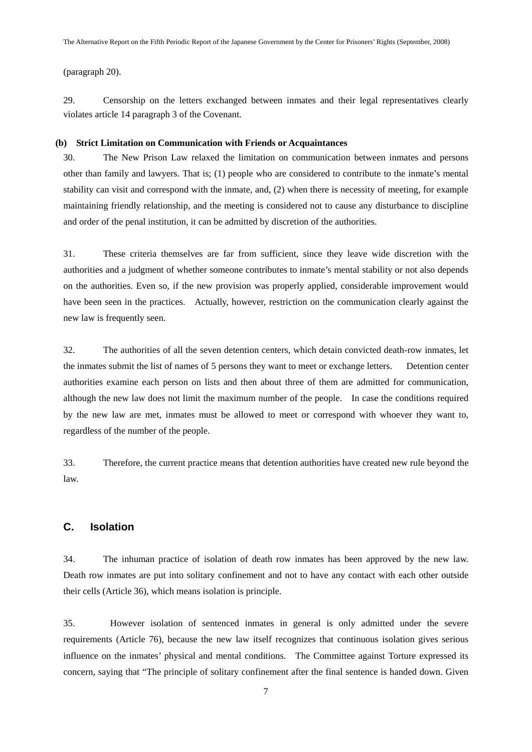(paragraph 20).

29. Censorship on the letters exchanged between inmates and their legal representatives clearly violates article 14 paragraph 3 of the Covenant.

**(b) Strict Limitation on Communication with Friends or Acquaintances**

30. The New Prison Law relaxed the limitation on communication between inmates and persons other than family and lawyers. That is; (1) people who are considered to contribute to the inmate's mental stability can visit and correspond with the inmate, and, (2) when there is necessity of meeting, for example maintaining friendly relationship, and the meeting is considered not to cause any disturbance to discipline and order of the penal institution, it can be admitted by discretion of the authorities.

31. These criteria themselves are far from sufficient, since they leave wide discretion with the authorities and a judgment of whether someone contributes to inmate's mental stability or not also depends on the authorities. Even so, if the new provision was properly applied, considerable improvement would have been seen in the practices. Actually, however, restriction on the communication clearly against the new law is frequently seen.

32. The authorities of all the seven detention centers, which detain convicted death-row inmates, let the inmates submit the list of names of 5 persons they want to meet or exchange letters. Detention center authorities examine each person on lists and then about three of them are admitted for communication, although the new law does not limit the maximum number of the people. In case the conditions required by the new law are met, inmates must be allowed to meet or correspond with whoever they want to, regardless of the number of the people.

33. Therefore, the current practice means that detention authorities have created new rule beyond the law.

## C. Isolation

34. The inhuman practice of isolation of death row inmates has been approved by the new law. Death row inmates are put into solitary confinement and not to have any contact with each other outside their cells (Article 36), which means isolation is principle.

35. However isolation of sentenced inmates in general is only admitted under the severe requirements (Article 76), because the new law itself recognizes that continuous isolation gives serious influence on the inmates' physical and mental conditions. The Committee against Torture expressed its concern, saying that "The principle of solitary confinement after the final sentence is handed down. Given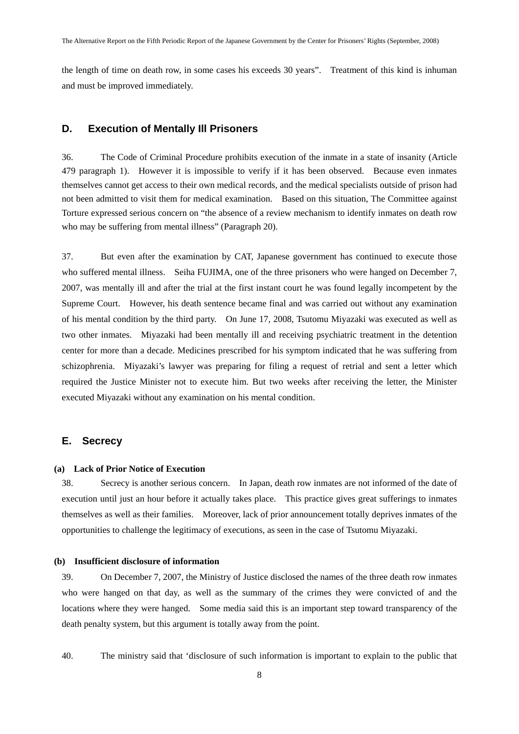the length of time on death row, in some cases his exceeds 30 years". Treatment of this kind is inhuman and must be improved immediately.

## D. Execution of Mentally Ill Prisoners

36. The Code of Criminal Procedure prohibits execution of the inmate in a state of insanity (Article 479 paragraph 1). However it is impossible to verify if it has been observed. Because even inmates themselves cannot get access to their own medical records, and the medical specialists outside of prison had not been admitted to visit them for medical examination. Based on this situation, The Committee against Torture expressed serious concern on "the absence of a review mechanism to identify inmates on death row who may be suffering from mental illness" (Paragraph 20).

37. But even after the examination by CAT, Japanese government has continued to execute those who suffered mental illness. Seiha FUJIMA, one of the three prisoners who were hanged on December 7, 2007, was mentally ill and after the trial at the first instant court he was found legally incompetent by the Supreme Court. However, his death sentence became final and was carried out without any examination of his mental condition by the third party. On June 17, 2008, Tsutomu Miyazaki was executed as well as two other inmates. Miyazaki had been mentally ill and receiving psychiatric treatment in the detention center for more than a decade. Medicines prescribed for his symptom indicated that he was suffering from schizophrenia. Miyazaki's lawyer was preparing for filing a request of retrial and sent a letter which required the Justice Minister not to execute him. But two weeks after receiving the letter, the Minister executed Miyazaki without any examination on his mental condition.

## E. Secrecy

**(a) Lack of Prior Notice of Execution**

38. Secrecy is another serious concern. In Japan, death row inmates are not informed of the date of execution until just an hour before it actually takes place. This practice gives great sufferings to inmates themselves as well as their families. Moreover, lack of prior announcement totally deprives inmates of the opportunities to challenge the legitimacy of executions, as seen in the case of Tsutomu Miyazaki.

**(b) Insufficient disclosure of information**

39. On December 7, 2007, the Ministry of Justice disclosed the names of the three death row inmates who were hanged on that day, as well as the summary of the crimes they were convicted of and the locations where they were hanged. Some media said this is an important step toward transparency of the death penalty system, but this argument is totally away from the point.

40. The ministry said that 'disclosure of such information is important to explain to the public that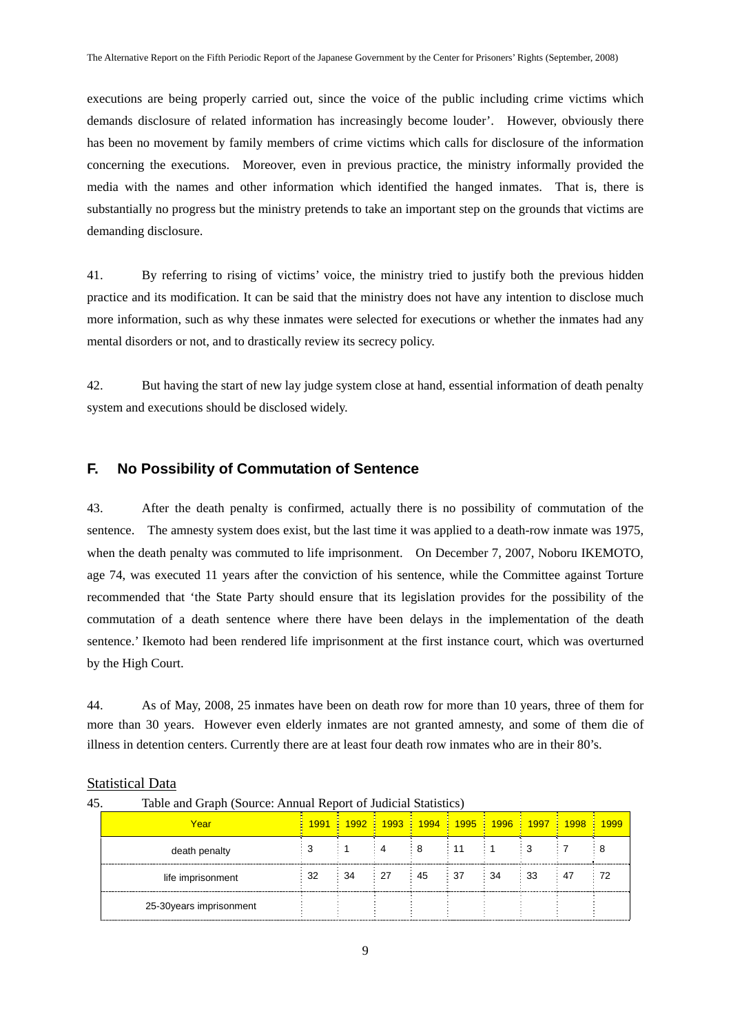executions are being properly carried out, since the voice of the public including crime victims which demands disclosure of related information has increasingly become louder'. However, obviously there has been no movement by family members of crime victims which calls for disclosure of the information concerning the executions. Moreover, even in previous practice, the ministry informally provided the media with the names and other information which identified the hanged inmates. That is, there is substantially no progress but the ministry pretends to take an important step on the grounds that victims are demanding disclosure.

41. By referring to rising of victims' voice, the ministry tried to justify both the previous hidden practice and its modification. It can be said that the ministry does not have any intention to disclose much more information, such as why these inmates were selected for executions or whether the inmates had any mental disorders or not, and to drastically review its secrecy policy.

42. But having the start of new lay judge system close at hand, essential information of death penalty system and executions should be disclosed widely.

## F. No Possibility of Commutation of Sentence

43. After the death penalty is confirmed, actually there is no possibility of commutation of the sentence. The amnesty system does exist, but the last time it was applied to a death-row inmate was 1975, when the death penalty was commuted to life imprisonment. On December 7, 2007, Noboru IKEMOTO, age 74, was executed 11 years after the conviction of his sentence, while the Committee against Torture recommended that 'the State Party should ensure that its legislation provides for the possibility of the commutation of a death sentence where there have been delays in the implementation of the death sentence.' Ikemoto had been rendered life imprisonment at the first instance court, which was overturned by the High Court.

44. As of May, 2008, 25 inmates have been on death row for more than 10 years, three of them for more than 30 years. However even elderly inmates are not granted amnesty, and some of them die of illness in detention centers. Currently there are at least four death row inmates who are in their 80's.

Statistical Data

45. Table and Graph (Source: Annual Report of Judicial Statistics)

| Year | 1991 | 1992 | 1993 | 1994 | 1995 | 1996 | 1997 | 1998 | 1999 |
|---|---|---|---|---|---|---|---|---|---|
| death penalty | 3 | 1 | 4 | 8 | 11 | 1 | 3 | 7 | 8 |
| life imprisonment | 32 | 34 | 27 | 45 | 37 | 34 | 33 | 47 | 72 |
| 25-30years imprisonment | | | | | | | | | |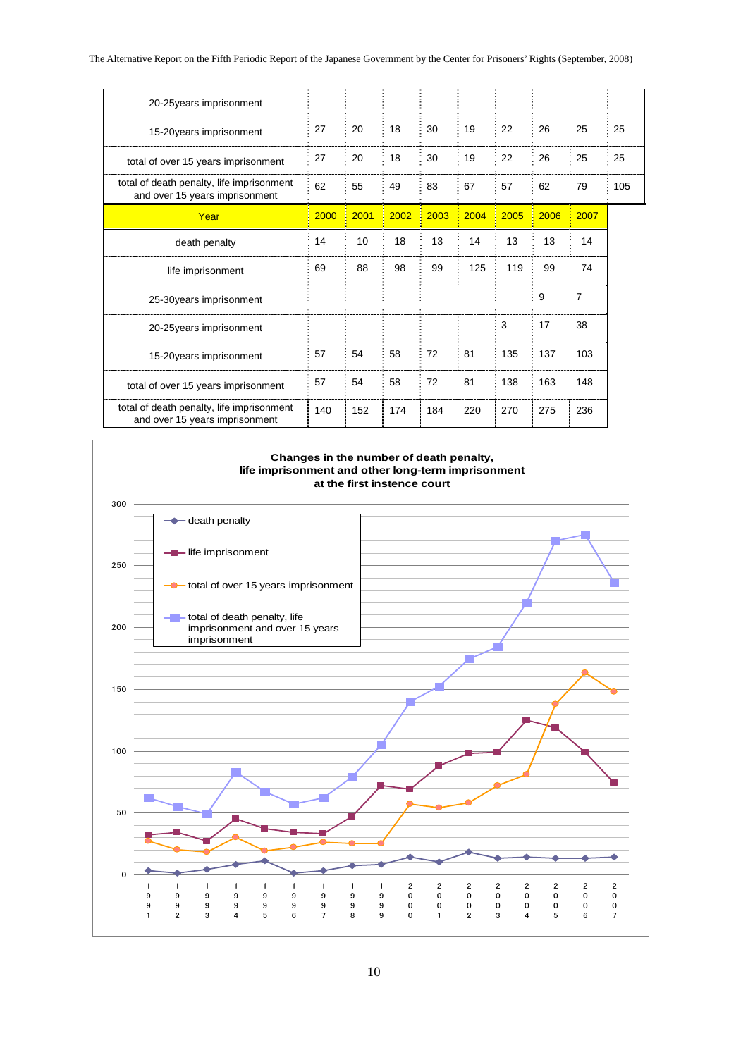| 20-25years imprisonment | | | | | | | | | |
|---|---|---|---|---|---|---|---|---|---|
| 15-20years imprisonment | 27 | 20 | 18 | 30 | 19 | 22 | 26 | 25 | 25 |
| total of over 15 years imprisonment | 27 | 20 | 18 | 30 | 19 | 22 | 26 | 25 | 25 |
| total of death penalty, life imprisonment and over 15 years imprisonment | 62 | 55 | 49 | 83 | 67 | 57 | 62 | 79 | 105 |

| Year | 2000 | 2001 | 2002 | 2003 | 2004 | 2005 | 2006 | 2007 |
|---|---|---|---|---|---|---|---|---|
| death penalty | 14 | 10 | 18 | 13 | 14 | 13 | 13 | 14 |
| life imprisonment | 69 | 88 | 98 | 99 | 125 | 119 | 99 | 74 |
| 25-30years imprisonment | | | | | | | 9 | 7 |
| 20-25years imprisonment | | | | | | 3 | 17 | 38 |
| 15-20years imprisonment | 57 | 54 | 58 | 72 | 81 | 135 | 137 | 103 |
| total of over 15 years imprisonment | 57 | 54 | 58 | 72 | 81 | 138 | 163 | 148 |
| total of death penalty, life imprisonment and over 15 years imprisonment | 140 | 152 | 174 | 184 | 220 | 270 | 275 | 236 |

**Changes in the number of death penalty, life imprisonment and other long-term imprisonment at the first instence court**

| Year | death penalty | life imprisonment | total of over 15 years imprisonment | total of death penalty, life imprisonment and over 15 years imprisonment |
|---|---|---|---|---|
| 1991 | 3 | 32 | 27 | 62 |
| 1992 | 1 | 34 | 20 | 55 |
| 1993 | 4 | 27 | 18 | 49 |
| 1994 | 8 | 45 | 30 | 83 |
| 1995 | 11 | 37 | 19 | 67 |
| 1996 | 1 | 34 | 22 | 57 |
| 1997 | 3 | 33 | 26 | 62 |
| 1998 | 7 | 47 | 25 | 79 |
| 1999 | 8 | 72 | 25 | 105 |
| 2000 | 14 | 69 | 57 | 140 |
| 2001 | 10 | 88 | 54 | 152 |
| 2002 | 18 | 98 | 58 | 174 |
| 2003 | 13 | 99 | 72 | 184 |
| 2004 | 14 | 125 | 81 | 220 |
| 2005 | 13 | 119 | 138 | 270 |
| 2006 | 13 | 99 | 163 | 275 |
| 2007 | 14 | 74 | 148 | 236 |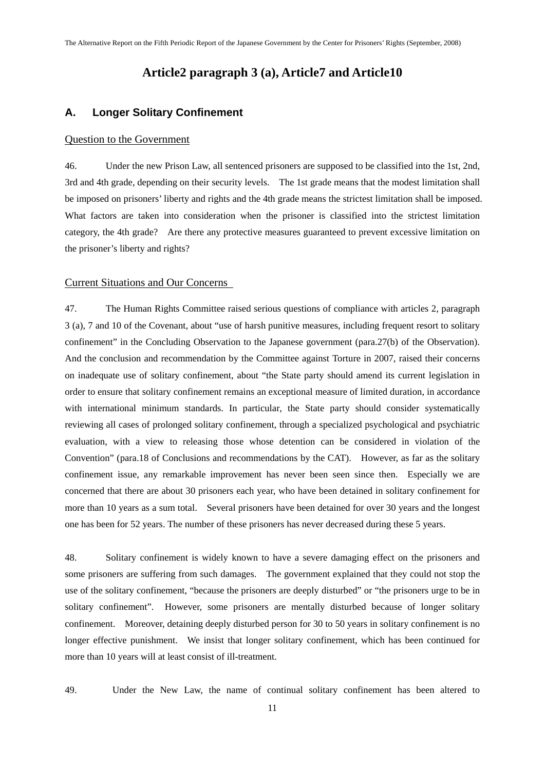# Article2 paragraph 3 (a), Article7 and Article10

## A. Longer Solitary Confinement

Question to the Government

46. Under the new Prison Law, all sentenced prisoners are supposed to be classified into the 1st, 2nd, 3rd and 4th grade, depending on their security levels. The 1st grade means that the modest limitation shall be imposed on prisoners' liberty and rights and the 4th grade means the strictest limitation shall be imposed. What factors are taken into consideration when the prisoner is classified into the strictest limitation category, the 4th grade? Are there any protective measures guaranteed to prevent excessive limitation on the prisoner's liberty and rights?

Current Situations and Our Concerns

47. The Human Rights Committee raised serious questions of compliance with articles 2, paragraph 3 (a), 7 and 10 of the Covenant, about "use of harsh punitive measures, including frequent resort to solitary confinement" in the Concluding Observation to the Japanese government (para.27(b) of the Observation). And the conclusion and recommendation by the Committee against Torture in 2007, raised their concerns on inadequate use of solitary confinement, about "the State party should amend its current legislation in order to ensure that solitary confinement remains an exceptional measure of limited duration, in accordance with international minimum standards. In particular, the State party should consider systematically reviewing all cases of prolonged solitary confinement, through a specialized psychological and psychiatric evaluation, with a view to releasing those whose detention can be considered in violation of the Convention" (para.18 of Conclusions and recommendations by the CAT). However, as far as the solitary confinement issue, any remarkable improvement has never been seen since then. Especially we are concerned that there are about 30 prisoners each year, who have been detained in solitary confinement for more than 10 years as a sum total. Several prisoners have been detained for over 30 years and the longest one has been for 52 years. The number of these prisoners has never decreased during these 5 years.

48. Solitary confinement is widely known to have a severe damaging effect on the prisoners and some prisoners are suffering from such damages. The government explained that they could not stop the use of the solitary confinement, "because the prisoners are deeply disturbed" or "the prisoners urge to be in solitary confinement". However, some prisoners are mentally disturbed because of longer solitary confinement. Moreover, detaining deeply disturbed person for 30 to 50 years in solitary confinement is no longer effective punishment. We insist that longer solitary confinement, which has been continued for more than 10 years will at least consist of ill-treatment.

49. Under the New Law, the name of continual solitary confinement has been altered to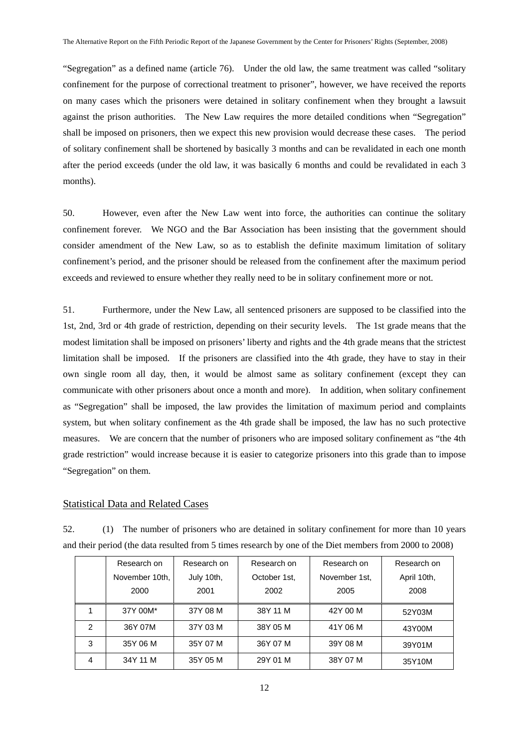"Segregation" as a defined name (article 76). Under the old law, the same treatment was called "solitary confinement for the purpose of correctional treatment to prisoner", however, we have received the reports on many cases which the prisoners were detained in solitary confinement when they brought a lawsuit against the prison authorities. The New Law requires the more detailed conditions when "Segregation" shall be imposed on prisoners, then we expect this new provision would decrease these cases. The period of solitary confinement shall be shortened by basically 3 months and can be revalidated in each one month after the period exceeds (under the old law, it was basically 6 months and could be revalidated in each 3 months).

50. However, even after the New Law went into force, the authorities can continue the solitary confinement forever. We NGO and the Bar Association has been insisting that the government should consider amendment of the New Law, so as to establish the definite maximum limitation of solitary confinement's period, and the prisoner should be released from the confinement after the maximum period exceeds and reviewed to ensure whether they really need to be in solitary confinement more or not.

51. Furthermore, under the New Law, all sentenced prisoners are supposed to be classified into the 1st, 2nd, 3rd or 4th grade of restriction, depending on their security levels. The 1st grade means that the modest limitation shall be imposed on prisoners' liberty and rights and the 4th grade means that the strictest limitation shall be imposed. If the prisoners are classified into the 4th grade, they have to stay in their own single room all day, then, it would be almost same as solitary confinement (except they can communicate with other prisoners about once a month and more). In addition, when solitary confinement as "Segregation" shall be imposed, the law provides the limitation of maximum period and complaints system, but when solitary confinement as the 4th grade shall be imposed, the law has no such protective measures. We are concern that the number of prisoners who are imposed solitary confinement as "the 4th grade restriction" would increase because it is easier to categorize prisoners into this grade than to impose "Segregation" on them.

## Statistical Data and Related Cases

52. (1) The number of prisoners who are detained in solitary confinement for more than 10 years and their period (the data resulted from 5 times research by one of the Diet members from 2000 to 2008)

| | Research on November 10th, 2000 | Research on July 10th, 2001 | Research on October 1st, 2002 | Research on November 1st, 2005 | Research on April 10th, 2008 |
|---|---|---|---|---|---|
| 1 | 37Y 00M* | 37Y 08 M | 38Y 11 M | 42Y 00 M | 52Y03M |
| 2 | 36Y 07M | 37Y 03 M | 38Y 05 M | 41Y 06 M | 43Y00M |
| 3 | 35Y 06 M | 35Y 07 M | 36Y 07 M | 39Y 08 M | 39Y01M |
| 4 | 34Y 11 M | 35Y 05 M | 29Y 01 M | 38Y 07 M | 35Y10M |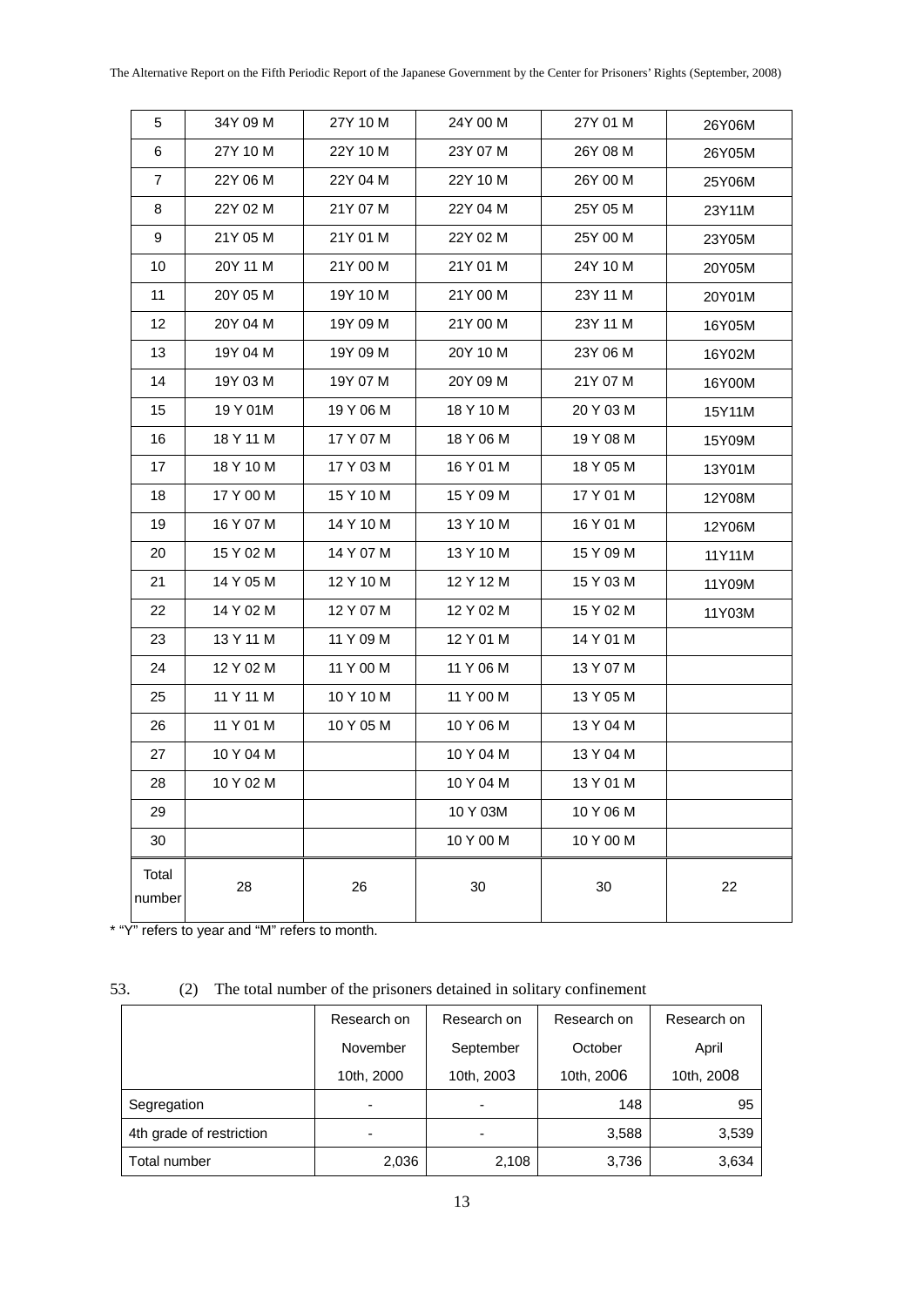| 5 | 34Y 09 M | 27Y 10 M | 24Y 00 M | 27Y 01 M | 26Y06M |
|---|---|---|---|---|---|
| 6 | 27Y 10 M | 22Y 10 M | 23Y 07 M | 26Y 08 M | 26Y05M |
| 7 | 22Y 06 M | 22Y 04 M | 22Y 10 M | 26Y 00 M | 25Y06M |
| 8 | 22Y 02 M | 21Y 07 M | 22Y 04 M | 25Y 05 M | 23Y11M |
| 9 | 21Y 05 M | 21Y 01 M | 22Y 02 M | 25Y 00 M | 23Y05M |
| 10 | 20Y 11 M | 21Y 00 M | 21Y 01 M | 24Y 10 M | 20Y05M |
| 11 | 20Y 05 M | 19Y 10 M | 21Y 00 M | 23Y 11 M | 20Y01M |
| 12 | 20Y 04 M | 19Y 09 M | 21Y 00 M | 23Y 11 M | 16Y05M |
| 13 | 19Y 04 M | 19Y 09 M | 20Y 10 M | 23Y 06 M | 16Y02M |
| 14 | 19Y 03 M | 19Y 07 M | 20Y 09 M | 21Y 07 M | 16Y00M |
| 15 | 19 Y 01M | 19 Y 06 M | 18 Y 10 M | 20 Y 03 M | 15Y11M |
| 16 | 18 Y 11 M | 17 Y 07 M | 18 Y 06 M | 19 Y 08 M | 15Y09M |
| 17 | 18 Y 10 M | 17 Y 03 M | 16 Y 01 M | 18 Y 05 M | 13Y01M |
| 18 | 17 Y 00 M | 15 Y 10 M | 15 Y 09 M | 17 Y 01 M | 12Y08M |
| 19 | 16 Y 07 M | 14 Y 10 M | 13 Y 10 M | 16 Y 01 M | 12Y06M |
| 20 | 15 Y 02 M | 14 Y 07 M | 13 Y 10 M | 15 Y 09 M | 11Y11M |
| 21 | 14 Y 05 M | 12 Y 10 M | 12 Y 12 M | 15 Y 03 M | 11Y09M |
| 22 | 14 Y 02 M | 12 Y 07 M | 12 Y 02 M | 15 Y 02 M | 11Y03M |
| 23 | 13 Y 11 M | 11 Y 09 M | 12 Y 01 M | 14 Y 01 M | |
| 24 | 12 Y 02 M | 11 Y 00 M | 11 Y 06 M | 13 Y 07 M | |
| 25 | 11 Y 11 M | 10 Y 10 M | 11 Y 00 M | 13 Y 05 M | |
| 26 | 11 Y 01 M | 10 Y 05 M | 10 Y 06 M | 13 Y 04 M | |
| 27 | 10 Y 04 M | | 10 Y 04 M | 13 Y 04 M | |
| 28 | 10 Y 02 M | | 10 Y 04 M | 13 Y 01 M | |
| 29 | | | 10 Y 03M | 10 Y 06 M | |
| 30 | | | 10 Y 00 M | 10 Y 00 M | |
| Total number | 28 | 26 | 30 | 30 | 22 |

* "Y" refers to year and "M" refers to month.

53. (2) The total number of the prisoners detained in solitary confinement

| | Research on November 10th, 2000 | Research on September 10th, 2003 | Research on October 10th, 2006 | Research on April 10th, 2008 |
|---|---|---|---|---|
| Segregation | - | - | 148 | 95 |
| 4th grade of restriction | - | - | 3,588 | 3,539 |
| Total number | 2,036 | 2,108 | 3,736 | 3,634 |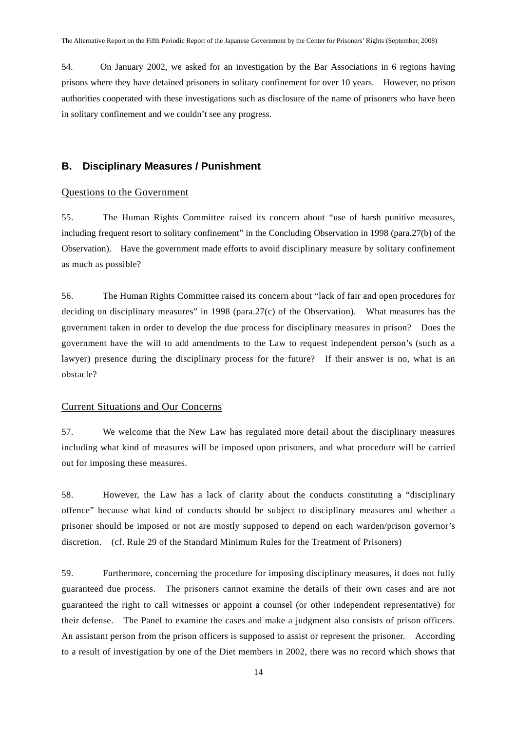54. On January 2002, we asked for an investigation by the Bar Associations in 6 regions having prisons where they have detained prisoners in solitary confinement for over 10 years. However, no prison authorities cooperated with these investigations such as disclosure of the name of prisoners who have been in solitary confinement and we couldn't see any progress.

## B. Disciplinary Measures / Punishment

### Questions to the Government

55. The Human Rights Committee raised its concern about "use of harsh punitive measures, including frequent resort to solitary confinement" in the Concluding Observation in 1998 (para.27(b) of the Observation). Have the government made efforts to avoid disciplinary measure by solitary confinement as much as possible?

56. The Human Rights Committee raised its concern about "lack of fair and open procedures for deciding on disciplinary measures" in 1998 (para.27(c) of the Observation). What measures has the government taken in order to develop the due process for disciplinary measures in prison? Does the government have the will to add amendments to the Law to request independent person's (such as a lawyer) presence during the disciplinary process for the future? If their answer is no, what is an obstacle?

### Current Situations and Our Concerns

57. We welcome that the New Law has regulated more detail about the disciplinary measures including what kind of measures will be imposed upon prisoners, and what procedure will be carried out for imposing these measures.

58. However, the Law has a lack of clarity about the conducts constituting a "disciplinary offence" because what kind of conducts should be subject to disciplinary measures and whether a prisoner should be imposed or not are mostly supposed to depend on each warden/prison governor's discretion. (cf. Rule 29 of the Standard Minimum Rules for the Treatment of Prisoners)

59. Furthermore, concerning the procedure for imposing disciplinary measures, it does not fully guaranteed due process. The prisoners cannot examine the details of their own cases and are not guaranteed the right to call witnesses or appoint a counsel (or other independent representative) for their defense. The Panel to examine the cases and make a judgment also consists of prison officers. An assistant person from the prison officers is supposed to assist or represent the prisoner. According to a result of investigation by one of the Diet members in 2002, there was no record which shows that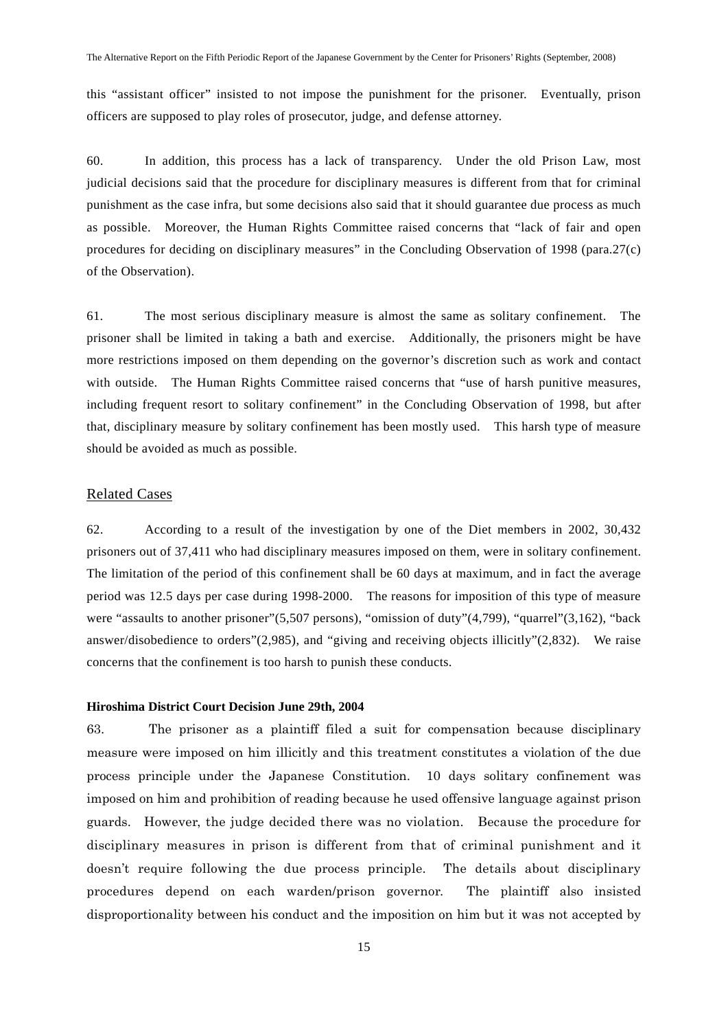this "assistant officer" insisted to not impose the punishment for the prisoner. Eventually, prison officers are supposed to play roles of prosecutor, judge, and defense attorney.

60. In addition, this process has a lack of transparency. Under the old Prison Law, most judicial decisions said that the procedure for disciplinary measures is different from that for criminal punishment as the case infra, but some decisions also said that it should guarantee due process as much as possible. Moreover, the Human Rights Committee raised concerns that "lack of fair and open procedures for deciding on disciplinary measures" in the Concluding Observation of 1998 (para.27(c) of the Observation).

61. The most serious disciplinary measure is almost the same as solitary confinement. The prisoner shall be limited in taking a bath and exercise. Additionally, the prisoners might be have more restrictions imposed on them depending on the governor's discretion such as work and contact with outside. The Human Rights Committee raised concerns that "use of harsh punitive measures, including frequent resort to solitary confinement" in the Concluding Observation of 1998, but after that, disciplinary measure by solitary confinement has been mostly used. This harsh type of measure should be avoided as much as possible.

## Related Cases

62. According to a result of the investigation by one of the Diet members in 2002, 30,432 prisoners out of 37,411 who had disciplinary measures imposed on them, were in solitary confinement. The limitation of the period of this confinement shall be 60 days at maximum, and in fact the average period was 12.5 days per case during 1998-2000. The reasons for imposition of this type of measure were "assaults to another prisoner"(5,507 persons), "omission of duty"(4,799), "quarrel"(3,162), "back answer/disobedience to orders"(2,985), and "giving and receiving objects illicitly"(2,832). We raise concerns that the confinement is too harsh to punish these conducts.

**Hiroshima District Court Decision June 29th, 2004**

63. The prisoner as a plaintiff filed a suit for compensation because disciplinary measure were imposed on him illicitly and this treatment constitutes a violation of the due process principle under the Japanese Constitution. 10 days solitary confinement was imposed on him and prohibition of reading because he used offensive language against prison guards. However, the judge decided there was no violation. Because the procedure for disciplinary measures in prison is different from that of criminal punishment and it doesn't require following the due process principle. The details about disciplinary procedures depend on each warden/prison governor. The plaintiff also insisted disproportionality between his conduct and the imposition on him but it was not accepted by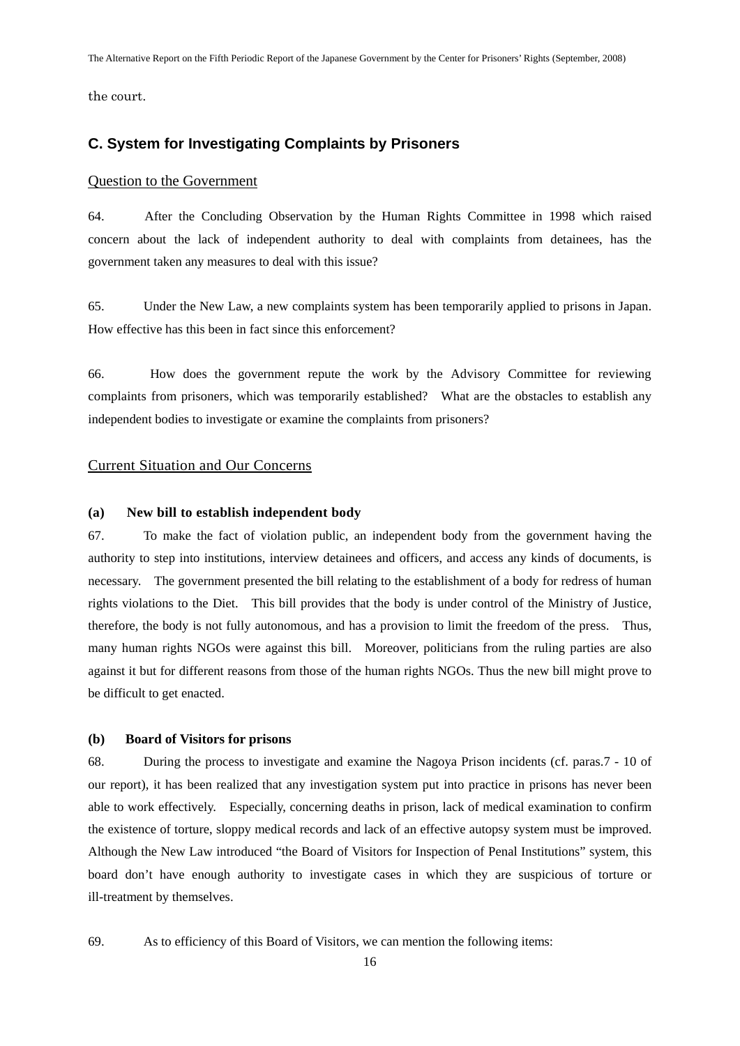the court.

## C. System for Investigating Complaints by Prisoners

Question to the Government

64. After the Concluding Observation by the Human Rights Committee in 1998 which raised concern about the lack of independent authority to deal with complaints from detainees, has the government taken any measures to deal with this issue?

65. Under the New Law, a new complaints system has been temporarily applied to prisons in Japan. How effective has this been in fact since this enforcement?

66. How does the government repute the work by the Advisory Committee for reviewing complaints from prisoners, which was temporarily established? What are the obstacles to establish any independent bodies to investigate or examine the complaints from prisoners?

Current Situation and Our Concerns

**(a) New bill to establish independent body**

67. To make the fact of violation public, an independent body from the government having the authority to step into institutions, interview detainees and officers, and access any kinds of documents, is necessary. The government presented the bill relating to the establishment of a body for redress of human rights violations to the Diet. This bill provides that the body is under control of the Ministry of Justice, therefore, the body is not fully autonomous, and has a provision to limit the freedom of the press. Thus, many human rights NGOs were against this bill. Moreover, politicians from the ruling parties are also against it but for different reasons from those of the human rights NGOs. Thus the new bill might prove to be difficult to get enacted.

**(b) Board of Visitors for prisons**

68. During the process to investigate and examine the Nagoya Prison incidents (cf. paras.7 - 10 of our report), it has been realized that any investigation system put into practice in prisons has never been able to work effectively. Especially, concerning deaths in prison, lack of medical examination to confirm the existence of torture, sloppy medical records and lack of an effective autopsy system must be improved. Although the New Law introduced "the Board of Visitors for Inspection of Penal Institutions" system, this board don't have enough authority to investigate cases in which they are suspicious of torture or ill-treatment by themselves.

69. As to efficiency of this Board of Visitors, we can mention the following items: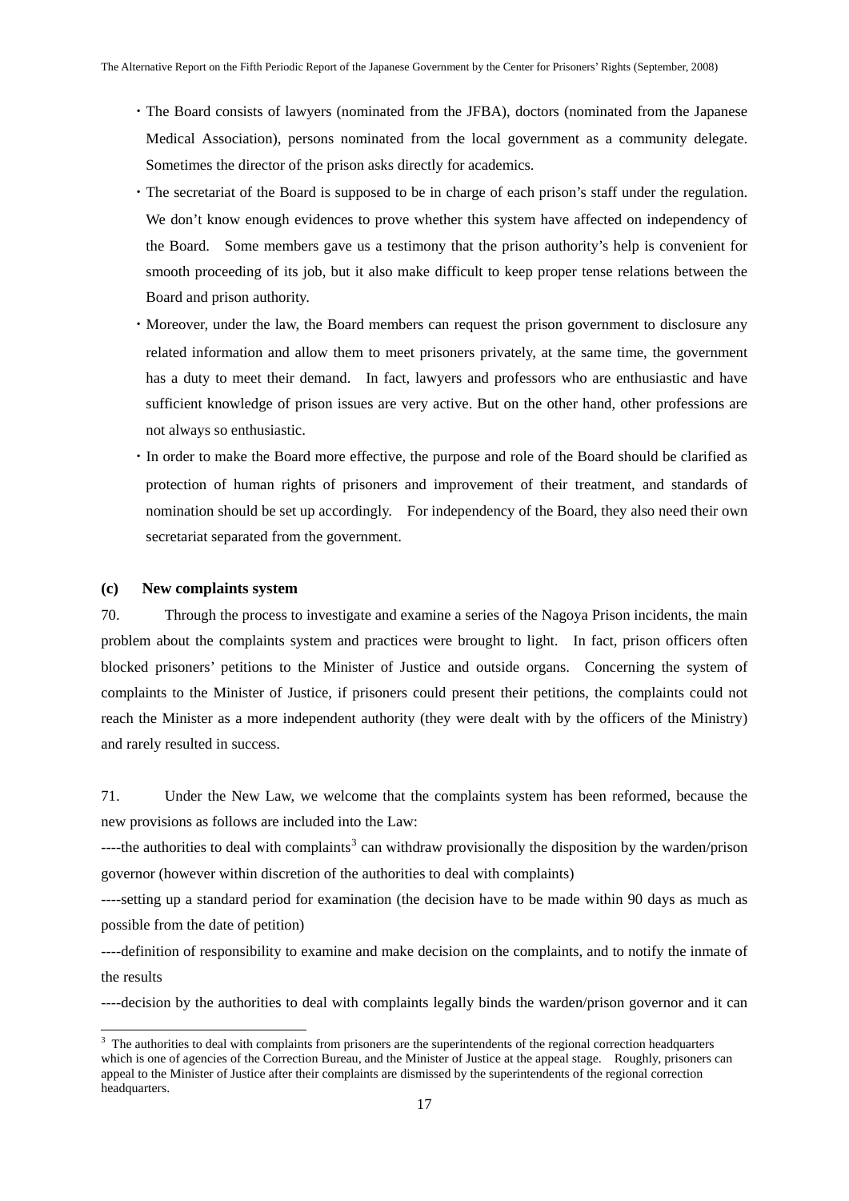- The Board consists of lawyers (nominated from the JFBA), doctors (nominated from the Japanese Medical Association), persons nominated from the local government as a community delegate. Sometimes the director of the prison asks directly for academics.
- The secretariat of the Board is supposed to be in charge of each prison's staff under the regulation. We don't know enough evidences to prove whether this system have affected on independency of the Board. Some members gave us a testimony that the prison authority's help is convenient for smooth proceeding of its job, but it also make difficult to keep proper tense relations between the Board and prison authority.
- Moreover, under the law, the Board members can request the prison government to disclosure any related information and allow them to meet prisoners privately, at the same time, the government has a duty to meet their demand. In fact, lawyers and professors who are enthusiastic and have sufficient knowledge of prison issues are very active. But on the other hand, other professions are not always so enthusiastic.
- In order to make the Board more effective, the purpose and role of the Board should be clarified as protection of human rights of prisoners and improvement of their treatment, and standards of nomination should be set up accordingly. For independency of the Board, they also need their own secretariat separated from the government.

**(c) New complaints system**

70. Through the process to investigate and examine a series of the Nagoya Prison incidents, the main problem about the complaints system and practices were brought to light. In fact, prison officers often blocked prisoners' petitions to the Minister of Justice and outside organs. Concerning the system of complaints to the Minister of Justice, if prisoners could present their petitions, the complaints could not reach the Minister as a more independent authority (they were dealt with by the officers of the Ministry) and rarely resulted in success.

71. Under the New Law, we welcome that the complaints system has been reformed, because the new provisions as follows are included into the Law:

----the authorities to deal with complaints[3] can withdraw provisionally the disposition by the warden/prison governor (however within discretion of the authorities to deal with complaints)

----setting up a standard period for examination (the decision have to be made within 90 days as much as possible from the date of petition)

----definition of responsibility to examine and make decision on the complaints, and to notify the inmate of the results

----decision by the authorities to deal with complaints legally binds the warden/prison governor and it can

[3] The authorities to deal with complaints from prisoners are the superintendents of the regional correction headquarters which is one of agencies of the Correction Bureau, and the Minister of Justice at the appeal stage. Roughly, prisoners can appeal to the Minister of Justice after their complaints are dismissed by the superintendents of the regional correction headquarters.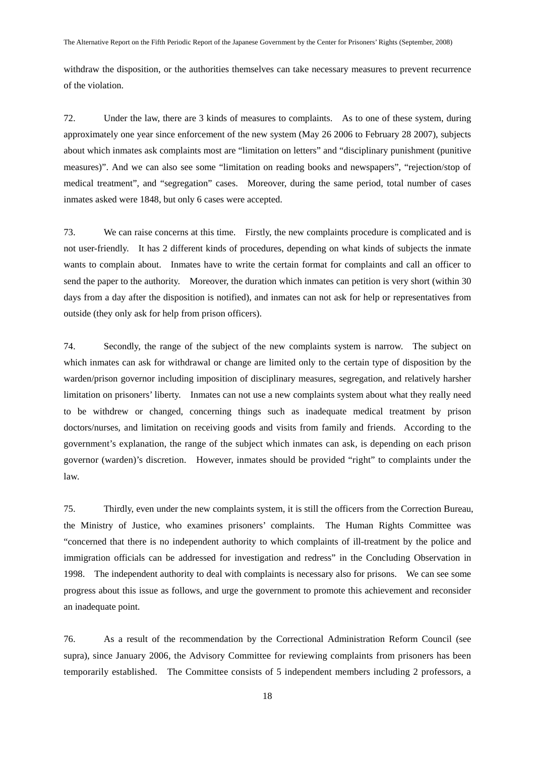withdraw the disposition, or the authorities themselves can take necessary measures to prevent recurrence of the violation.

72. Under the law, there are 3 kinds of measures to complaints. As to one of these system, during approximately one year since enforcement of the new system (May 26 2006 to February 28 2007), subjects about which inmates ask complaints most are "limitation on letters" and "disciplinary punishment (punitive measures)". And we can also see some "limitation on reading books and newspapers", "rejection/stop of medical treatment", and "segregation" cases. Moreover, during the same period, total number of cases inmates asked were 1848, but only 6 cases were accepted.

73. We can raise concerns at this time. Firstly, the new complaints procedure is complicated and is not user-friendly. It has 2 different kinds of procedures, depending on what kinds of subjects the inmate wants to complain about. Inmates have to write the certain format for complaints and call an officer to send the paper to the authority. Moreover, the duration which inmates can petition is very short (within 30 days from a day after the disposition is notified), and inmates can not ask for help or representatives from outside (they only ask for help from prison officers).

74. Secondly, the range of the subject of the new complaints system is narrow. The subject on which inmates can ask for withdrawal or change are limited only to the certain type of disposition by the warden/prison governor including imposition of disciplinary measures, segregation, and relatively harsher limitation on prisoners' liberty. Inmates can not use a new complaints system about what they really need to be withdrew or changed, concerning things such as inadequate medical treatment by prison doctors/nurses, and limitation on receiving goods and visits from family and friends. According to the government's explanation, the range of the subject which inmates can ask, is depending on each prison governor (warden)'s discretion. However, inmates should be provided "right" to complaints under the law.

75. Thirdly, even under the new complaints system, it is still the officers from the Correction Bureau, the Ministry of Justice, who examines prisoners' complaints. The Human Rights Committee was "concerned that there is no independent authority to which complaints of ill-treatment by the police and immigration officials can be addressed for investigation and redress" in the Concluding Observation in 1998. The independent authority to deal with complaints is necessary also for prisons. We can see some progress about this issue as follows, and urge the government to promote this achievement and reconsider an inadequate point.

76. As a result of the recommendation by the Correctional Administration Reform Council (see supra), since January 2006, the Advisory Committee for reviewing complaints from prisoners has been temporarily established. The Committee consists of 5 independent members including 2 professors, a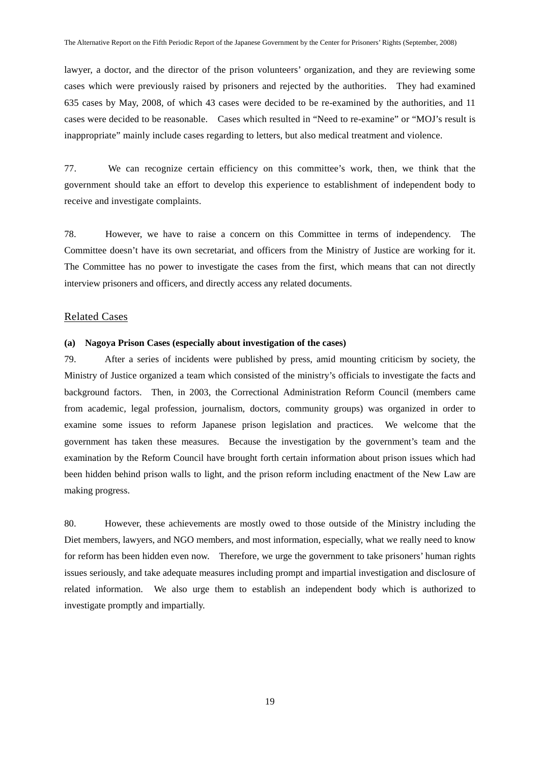lawyer, a doctor, and the director of the prison volunteers' organization, and they are reviewing some cases which were previously raised by prisoners and rejected by the authorities. They had examined 635 cases by May, 2008, of which 43 cases were decided to be re-examined by the authorities, and 11 cases were decided to be reasonable. Cases which resulted in "Need to re-examine" or "MOJ's result is inappropriate" mainly include cases regarding to letters, but also medical treatment and violence.

77. We can recognize certain efficiency on this committee's work, then, we think that the government should take an effort to develop this experience to establishment of independent body to receive and investigate complaints.

78. However, we have to raise a concern on this Committee in terms of independency. The Committee doesn't have its own secretariat, and officers from the Ministry of Justice are working for it. The Committee has no power to investigate the cases from the first, which means that can not directly interview prisoners and officers, and directly access any related documents.

## Related Cases

**(a) Nagoya Prison Cases (especially about investigation of the cases)**

79. After a series of incidents were published by press, amid mounting criticism by society, the Ministry of Justice organized a team which consisted of the ministry's officials to investigate the facts and background factors. Then, in 2003, the Correctional Administration Reform Council (members came from academic, legal profession, journalism, doctors, community groups) was organized in order to examine some issues to reform Japanese prison legislation and practices. We welcome that the government has taken these measures. Because the investigation by the government's team and the examination by the Reform Council have brought forth certain information about prison issues which had been hidden behind prison walls to light, and the prison reform including enactment of the New Law are making progress.

80. However, these achievements are mostly owed to those outside of the Ministry including the Diet members, lawyers, and NGO members, and most information, especially, what we really need to know for reform has been hidden even now. Therefore, we urge the government to take prisoners' human rights issues seriously, and take adequate measures including prompt and impartial investigation and disclosure of related information. We also urge them to establish an independent body which is authorized to investigate promptly and impartially.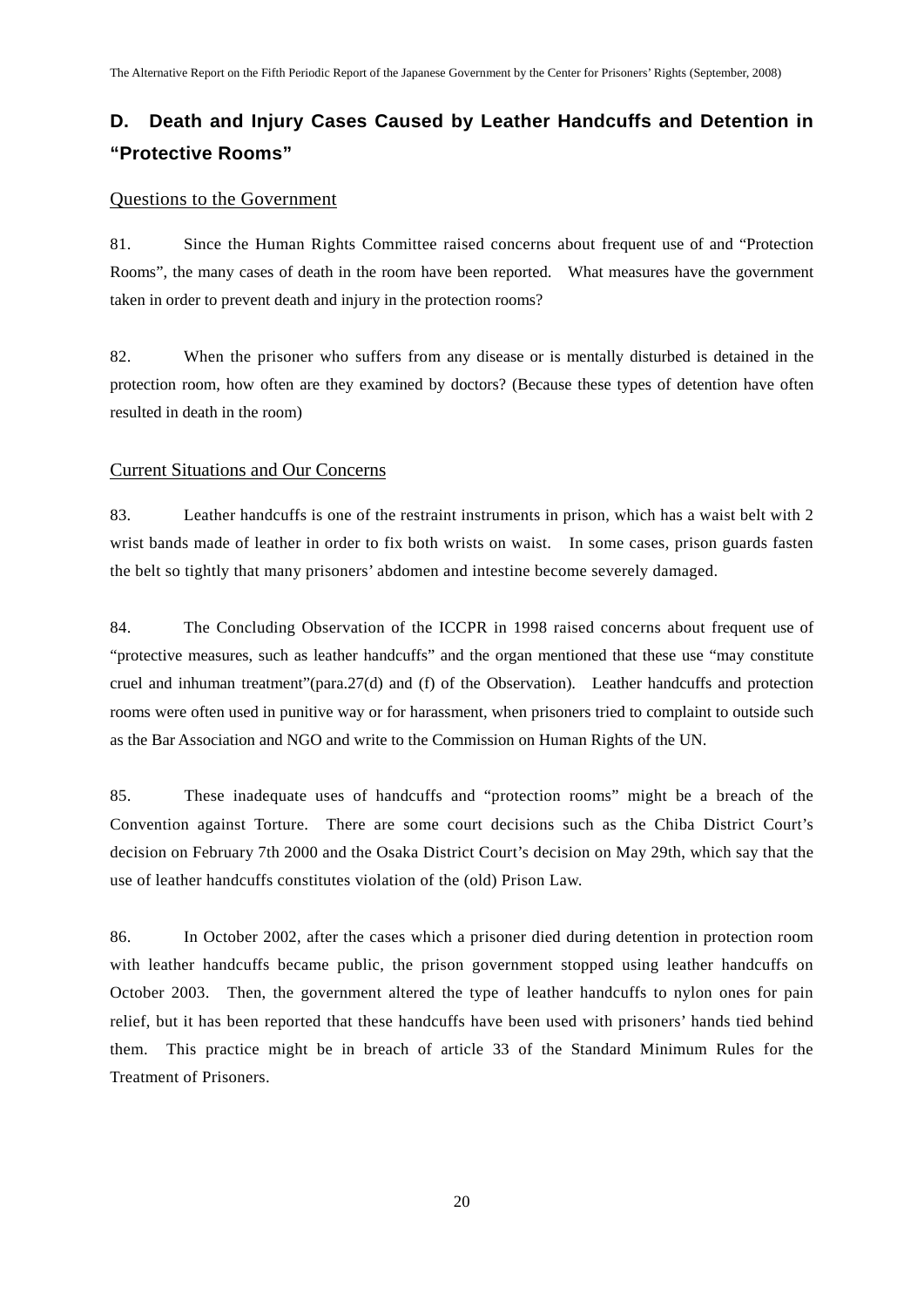## D. Death and Injury Cases Caused by Leather Handcuffs and Detention in "Protective Rooms"

Questions to the Government

81. Since the Human Rights Committee raised concerns about frequent use of and "Protection Rooms", the many cases of death in the room have been reported. What measures have the government taken in order to prevent death and injury in the protection rooms?

82. When the prisoner who suffers from any disease or is mentally disturbed is detained in the protection room, how often are they examined by doctors? (Because these types of detention have often resulted in death in the room)

Current Situations and Our Concerns

83. Leather handcuffs is one of the restraint instruments in prison, which has a waist belt with 2 wrist bands made of leather in order to fix both wrists on waist. In some cases, prison guards fasten the belt so tightly that many prisoners' abdomen and intestine become severely damaged.

84. The Concluding Observation of the ICCPR in 1998 raised concerns about frequent use of "protective measures, such as leather handcuffs" and the organ mentioned that these use "may constitute cruel and inhuman treatment"(para.27(d) and (f) of the Observation). Leather handcuffs and protection rooms were often used in punitive way or for harassment, when prisoners tried to complaint to outside such as the Bar Association and NGO and write to the Commission on Human Rights of the UN.

85. These inadequate uses of handcuffs and "protection rooms" might be a breach of the Convention against Torture. There are some court decisions such as the Chiba District Court's decision on February 7th 2000 and the Osaka District Court's decision on May 29th, which say that the use of leather handcuffs constitutes violation of the (old) Prison Law.

86. In October 2002, after the cases which a prisoner died during detention in protection room with leather handcuffs became public, the prison government stopped using leather handcuffs on October 2003. Then, the government altered the type of leather handcuffs to nylon ones for pain relief, but it has been reported that these handcuffs have been used with prisoners' hands tied behind them. This practice might be in breach of article 33 of the Standard Minimum Rules for the Treatment of Prisoners.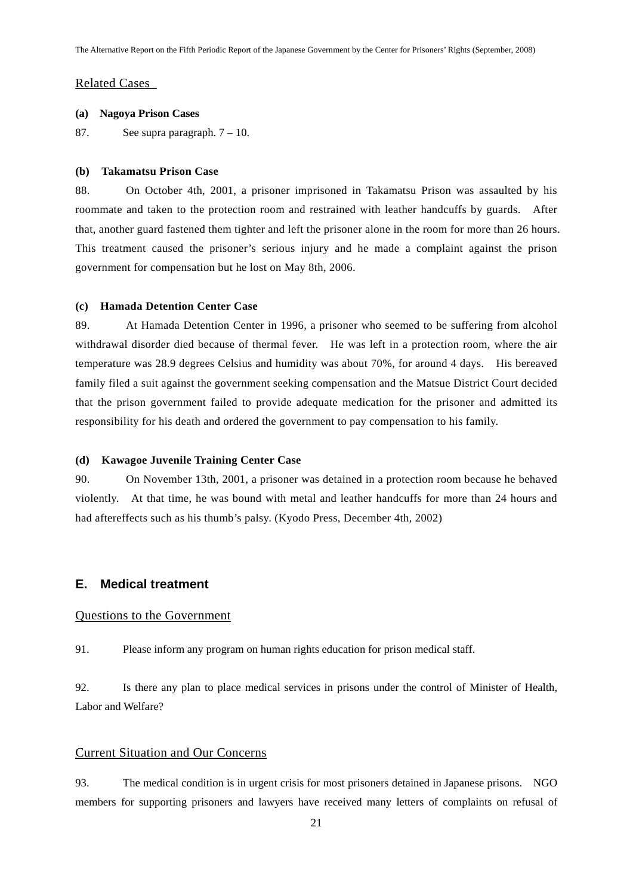Related Cases

**(a) Nagoya Prison Cases**

87. See supra paragraph. 7 – 10.

**(b) Takamatsu Prison Case**

88. On October 4th, 2001, a prisoner imprisoned in Takamatsu Prison was assaulted by his roommate and taken to the protection room and restrained with leather handcuffs by guards. After that, another guard fastened them tighter and left the prisoner alone in the room for more than 26 hours. This treatment caused the prisoner's serious injury and he made a complaint against the prison government for compensation but he lost on May 8th, 2006.

**(c) Hamada Detention Center Case**

89. At Hamada Detention Center in 1996, a prisoner who seemed to be suffering from alcohol withdrawal disorder died because of thermal fever. He was left in a protection room, where the air temperature was 28.9 degrees Celsius and humidity was about 70%, for around 4 days. His bereaved family filed a suit against the government seeking compensation and the Matsue District Court decided that the prison government failed to provide adequate medication for the prisoner and admitted its responsibility for his death and ordered the government to pay compensation to his family.

**(d) Kawagoe Juvenile Training Center Case**

90. On November 13th, 2001, a prisoner was detained in a protection room because he behaved violently. At that time, he was bound with metal and leather handcuffs for more than 24 hours and had aftereffects such as his thumb's palsy. (Kyodo Press, December 4th, 2002)

## E. Medical treatment

Questions to the Government

91. Please inform any program on human rights education for prison medical staff.

92. Is there any plan to place medical services in prisons under the control of Minister of Health, Labor and Welfare?

Current Situation and Our Concerns

93. The medical condition is in urgent crisis for most prisoners detained in Japanese prisons. NGO members for supporting prisoners and lawyers have received many letters of complaints on refusal of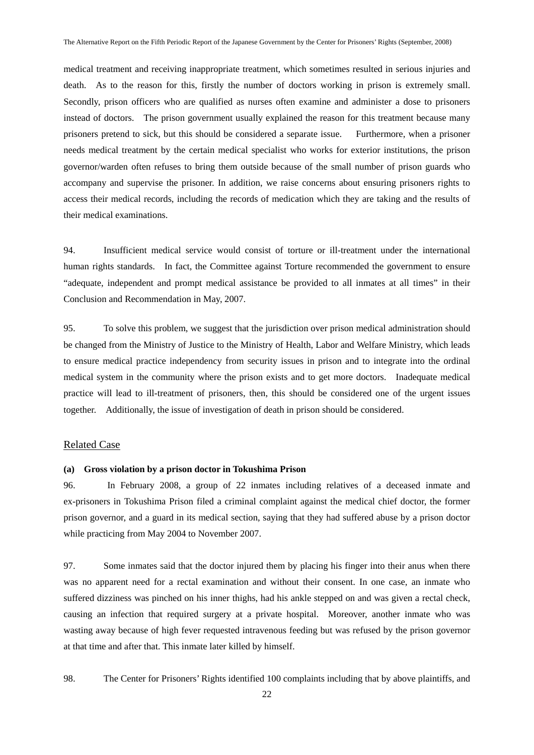medical treatment and receiving inappropriate treatment, which sometimes resulted in serious injuries and death. As to the reason for this, firstly the number of doctors working in prison is extremely small. Secondly, prison officers who are qualified as nurses often examine and administer a dose to prisoners instead of doctors. The prison government usually explained the reason for this treatment because many prisoners pretend to sick, but this should be considered a separate issue. Furthermore, when a prisoner needs medical treatment by the certain medical specialist who works for exterior institutions, the prison governor/warden often refuses to bring them outside because of the small number of prison guards who accompany and supervise the prisoner. In addition, we raise concerns about ensuring prisoners rights to access their medical records, including the records of medication which they are taking and the results of their medical examinations.

94. Insufficient medical service would consist of torture or ill-treatment under the international human rights standards. In fact, the Committee against Torture recommended the government to ensure "adequate, independent and prompt medical assistance be provided to all inmates at all times" in their Conclusion and Recommendation in May, 2007.

95. To solve this problem, we suggest that the jurisdiction over prison medical administration should be changed from the Ministry of Justice to the Ministry of Health, Labor and Welfare Ministry, which leads to ensure medical practice independency from security issues in prison and to integrate into the ordinal medical system in the community where the prison exists and to get more doctors. Inadequate medical practice will lead to ill-treatment of prisoners, then, this should be considered one of the urgent issues together. Additionally, the issue of investigation of death in prison should be considered.

## Related Case

**(a) Gross violation by a prison doctor in Tokushima Prison**

96. In February 2008, a group of 22 inmates including relatives of a deceased inmate and ex-prisoners in Tokushima Prison filed a criminal complaint against the medical chief doctor, the former prison governor, and a guard in its medical section, saying that they had suffered abuse by a prison doctor while practicing from May 2004 to November 2007.

97. Some inmates said that the doctor injured them by placing his finger into their anus when there was no apparent need for a rectal examination and without their consent. In one case, an inmate who suffered dizziness was pinched on his inner thighs, had his ankle stepped on and was given a rectal check, causing an infection that required surgery at a private hospital. Moreover, another inmate who was wasting away because of high fever requested intravenous feeding but was refused by the prison governor at that time and after that. This inmate later killed by himself.

98. The Center for Prisoners' Rights identified 100 complaints including that by above plaintiffs, and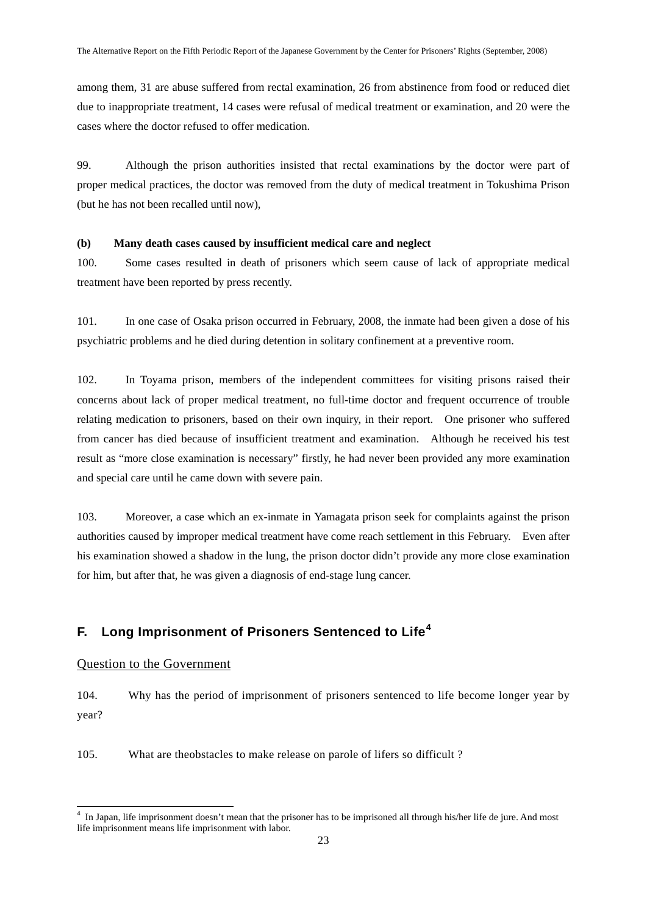among them, 31 are abuse suffered from rectal examination, 26 from abstinence from food or reduced diet due to inappropriate treatment, 14 cases were refusal of medical treatment or examination, and 20 were the cases where the doctor refused to offer medication.

99. Although the prison authorities insisted that rectal examinations by the doctor were part of proper medical practices, the doctor was removed from the duty of medical treatment in Tokushima Prison (but he has not been recalled until now),

**(b) Many death cases caused by insufficient medical care and neglect**

100. Some cases resulted in death of prisoners which seem cause of lack of appropriate medical treatment have been reported by press recently.

101. In one case of Osaka prison occurred in February, 2008, the inmate had been given a dose of his psychiatric problems and he died during detention in solitary confinement at a preventive room.

102. In Toyama prison, members of the independent committees for visiting prisons raised their concerns about lack of proper medical treatment, no full-time doctor and frequent occurrence of trouble relating medication to prisoners, based on their own inquiry, in their report. One prisoner who suffered from cancer has died because of insufficient treatment and examination. Although he received his test result as "more close examination is necessary" firstly, he had never been provided any more examination and special care until he came down with severe pain.

103. Moreover, a case which an ex-inmate in Yamagata prison seek for complaints against the prison authorities caused by improper medical treatment have come reach settlement in this February. Even after his examination showed a shadow in the lung, the prison doctor didn't provide any more close examination for him, but after that, he was given a diagnosis of end-stage lung cancer.

## F. Long Imprisonment of Prisoners Sentenced to Life[4]

Question to the Government

104. Why has the period of imprisonment of prisoners sentenced to life become longer year by year?

105. What are theobstacles to make release on parole of lifers so difficult ?

---

[4] In Japan, life imprisonment doesn't mean that the prisoner has to be imprisoned all through his/her life de jure. And most life imprisonment means life imprisonment with labor.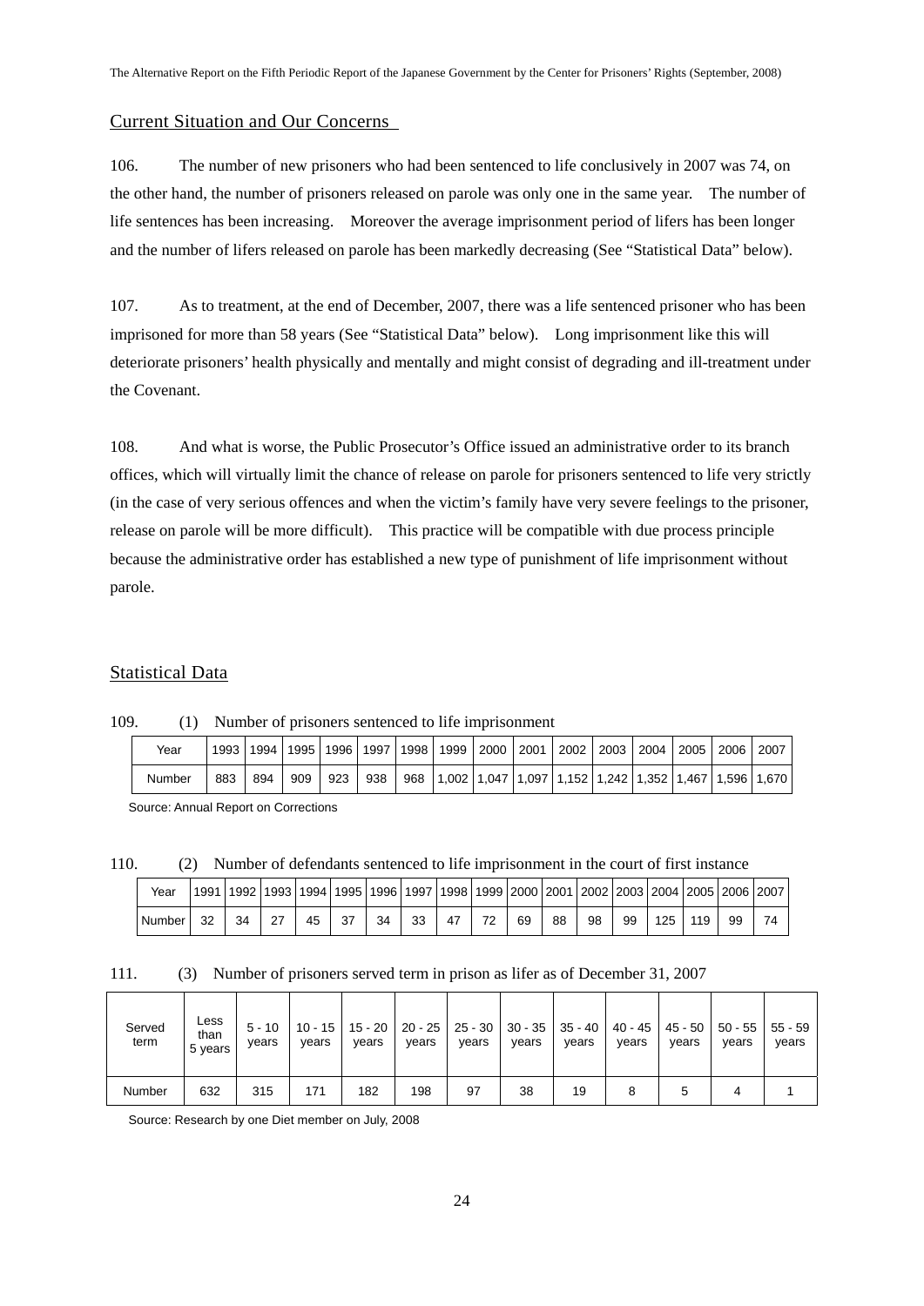## Current Situation and Our Concerns

106. The number of new prisoners who had been sentenced to life conclusively in 2007 was 74, on the other hand, the number of prisoners released on parole was only one in the same year. The number of life sentences has been increasing. Moreover the average imprisonment period of lifers has been longer and the number of lifers released on parole has been markedly decreasing (See "Statistical Data" below).

107. As to treatment, at the end of December, 2007, there was a life sentenced prisoner who has been imprisoned for more than 58 years (See "Statistical Data" below). Long imprisonment like this will deteriorate prisoners' health physically and mentally and might consist of degrading and ill-treatment under the Covenant.

108. And what is worse, the Public Prosecutor's Office issued an administrative order to its branch offices, which will virtually limit the chance of release on parole for prisoners sentenced to life very strictly (in the case of very serious offences and when the victim's family have very severe feelings to the prisoner, release on parole will be more difficult). This practice will be compatible with due process principle because the administrative order has established a new type of punishment of life imprisonment without parole.

## Statistical Data

109. (1) Number of prisoners sentenced to life imprisonment

| Year | 1993 | 1994 | 1995 | 1996 | 1997 | 1998 | 1999 | 2000 | 2001 | 2002 | 2003 | 2004 | 2005 | 2006 | 2007 |
|---|---|---|---|---|---|---|---|---|---|---|---|---|---|---|---|
| Number | 883 | 894 | 909 | 923 | 938 | 968 | 1,002 | 1,047 | 1,097 | 1,152 | 1,242 | 1,352 | 1,467 | 1,596 | 1,670 |

Source: Annual Report on Corrections

110. (2) Number of defendants sentenced to life imprisonment in the court of first instance

| Year | 1991 | 1992 | 1993 | 1994 | 1995 | 1996 | 1997 | 1998 | 1999 | 2000 | 2001 | 2002 | 2003 | 2004 | 2005 | 2006 | 2007 |
|---|---|---|---|---|---|---|---|---|---|---|---|---|---|---|---|---|---|
| Number | 32 | 34 | 27 | 45 | 37 | 34 | 33 | 47 | 72 | 69 | 88 | 98 | 99 | 125 | 119 | 99 | 74 |

111. (3) Number of prisoners served term in prison as lifer as of December 31, 2007

| Served term | Less than 5 years | 5 - 10 years | 10 - 15 years | 15 - 20 years | 20 - 25 years | 25 - 30 years | 30 - 35 years | 35 - 40 years | 40 - 45 years | 45 - 50 years | 50 - 55 years | 55 - 59 years |
|---|---|---|---|---|---|---|---|---|---|---|---|---|
| Number | 632 | 315 | 171 | 182 | 198 | 97 | 38 | 19 | 8 | 5 | 4 | 1 |

Source: Research by one Diet member on July, 2008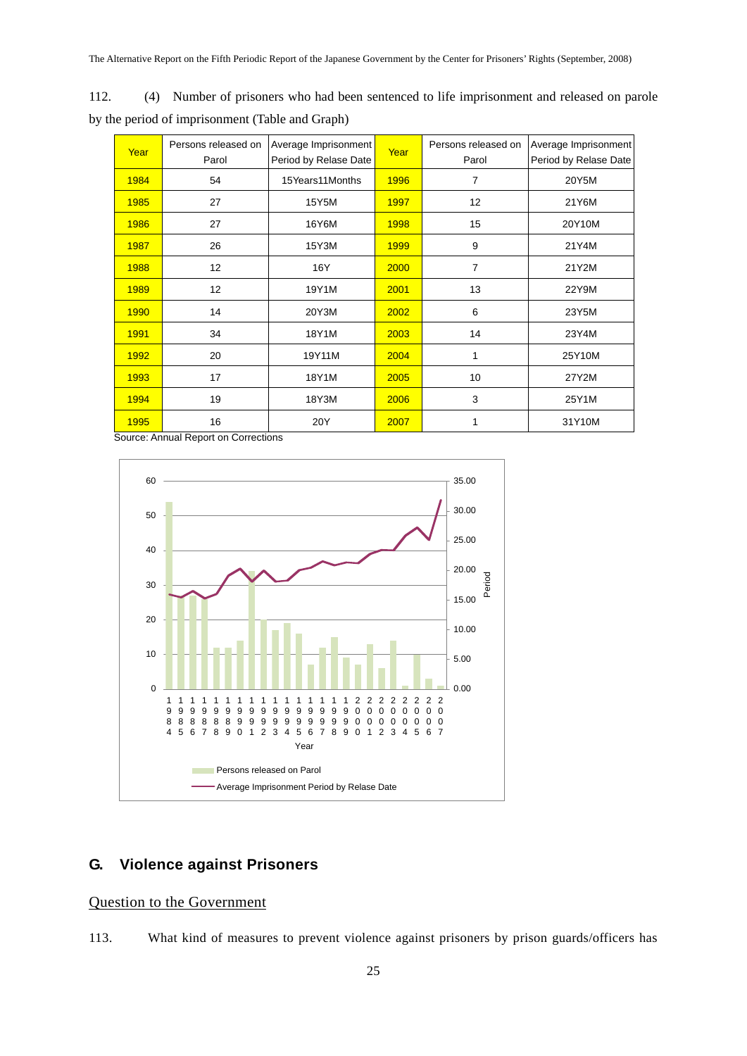112. (4) Number of prisoners who had been sentenced to life imprisonment and released on parole by the period of imprisonment (Table and Graph)

| Year | Persons released on Parol | Average Imprisonment Period by Relase Date | Year | Persons released on Parol | Average Imprisonment Period by Relase Date |
|---|---|---|---|---|---|
| 1984 | 54 | 15Years11Months | 1996 | 7 | 20Y5M |
| 1985 | 27 | 15Y5M | 1997 | 12 | 21Y6M |
| 1986 | 27 | 16Y6M | 1998 | 15 | 20Y10M |
| 1987 | 26 | 15Y3M | 1999 | 9 | 21Y4M |
| 1988 | 12 | 16Y | 2000 | 7 | 21Y2M |
| 1989 | 12 | 19Y1M | 2001 | 13 | 22Y9M |
| 1990 | 14 | 20Y3M | 2002 | 6 | 23Y5M |
| 1991 | 34 | 18Y1M | 2003 | 14 | 23Y4M |
| 1992 | 20 | 19Y11M | 2004 | 1 | 25Y10M |
| 1993 | 17 | 18Y1M | 2005 | 10 | 27Y2M |
| 1994 | 19 | 18Y3M | 2006 | 3 | 25Y1M |
| 1995 | 16 | 20Y | 2007 | 1 | 31Y10M |

Source: Annual Report on Corrections

## G. Violence against Prisoners

Question to the Government

113. What kind of measures to prevent violence against prisoners by prison guards/officers has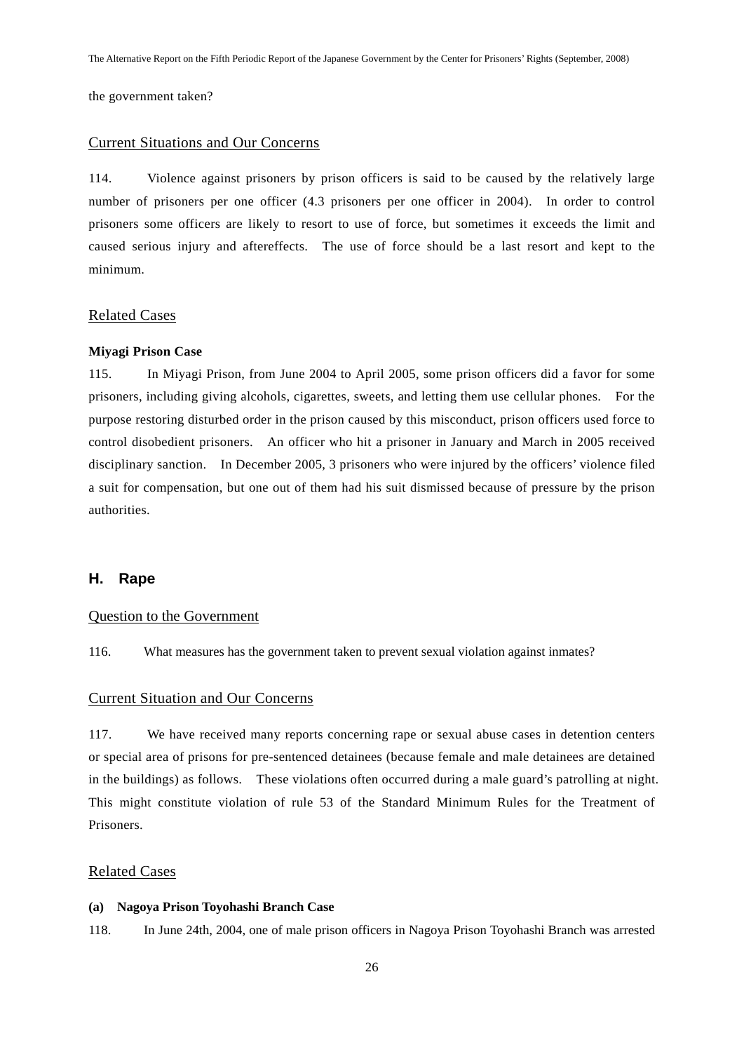the government taken?

## Current Situations and Our Concerns

114. Violence against prisoners by prison officers is said to be caused by the relatively large number of prisoners per one officer (4.3 prisoners per one officer in 2004). In order to control prisoners some officers are likely to resort to use of force, but sometimes it exceeds the limit and caused serious injury and aftereffects. The use of force should be a last resort and kept to the minimum.

## Related Cases

**Miyagi Prison Case**

115. In Miyagi Prison, from June 2004 to April 2005, some prison officers did a favor for some prisoners, including giving alcohols, cigarettes, sweets, and letting them use cellular phones. For the purpose restoring disturbed order in the prison caused by this misconduct, prison officers used force to control disobedient prisoners. An officer who hit a prisoner in January and March in 2005 received disciplinary sanction. In December 2005, 3 prisoners who were injured by the officers' violence filed a suit for compensation, but one out of them had his suit dismissed because of pressure by the prison authorities.

# H. Rape

## Question to the Government

116. What measures has the government taken to prevent sexual violation against inmates?

## Current Situation and Our Concerns

117. We have received many reports concerning rape or sexual abuse cases in detention centers or special area of prisons for pre-sentenced detainees (because female and male detainees are detained in the buildings) as follows. These violations often occurred during a male guard's patrolling at night. This might constitute violation of rule 53 of the Standard Minimum Rules for the Treatment of Prisoners.

## Related Cases

**(a) Nagoya Prison Toyohashi Branch Case**

118. In June 24th, 2004, one of male prison officers in Nagoya Prison Toyohashi Branch was arrested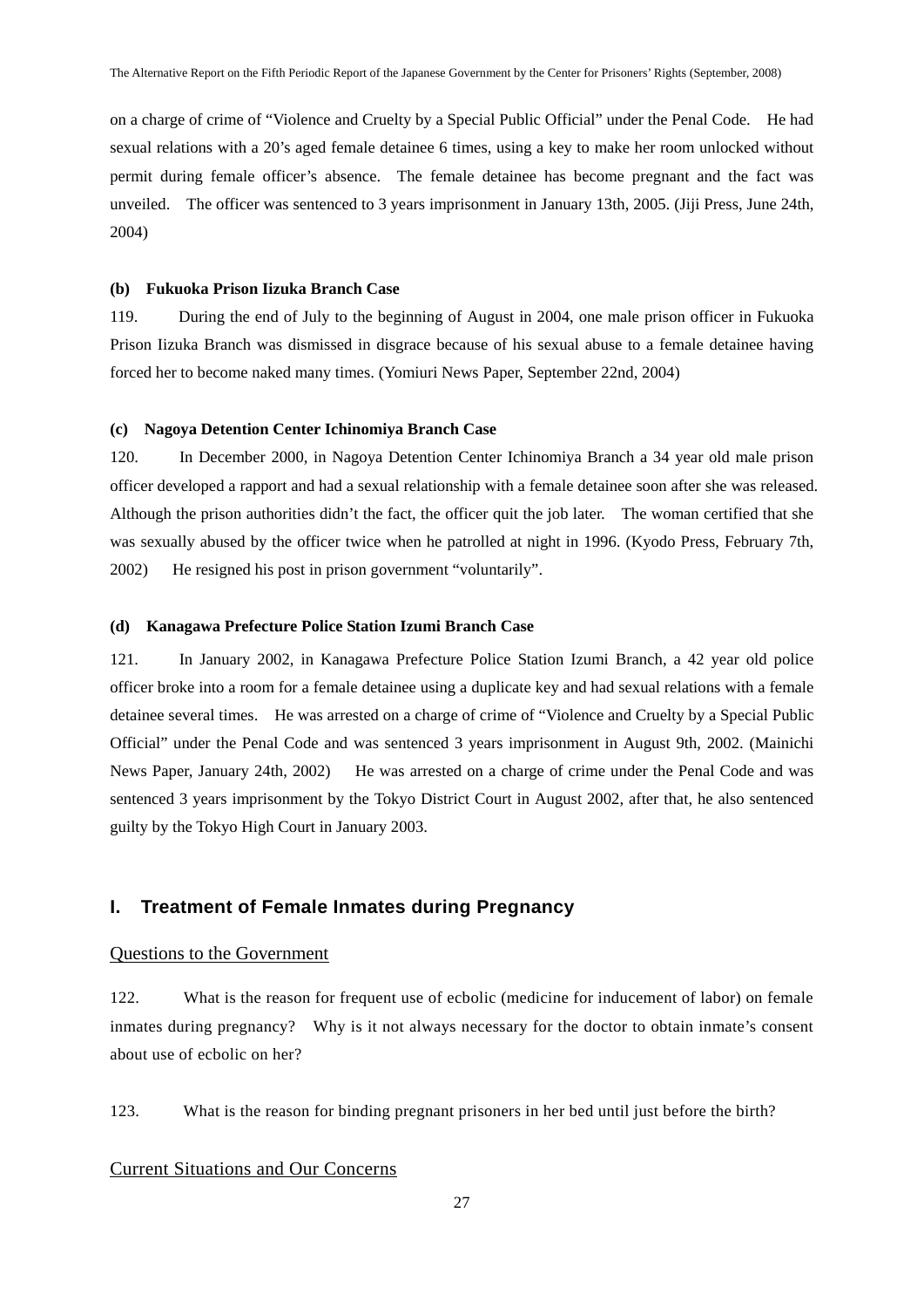on a charge of crime of "Violence and Cruelty by a Special Public Official" under the Penal Code. He had sexual relations with a 20's aged female detainee 6 times, using a key to make her room unlocked without permit during female officer's absence. The female detainee has become pregnant and the fact was unveiled. The officer was sentenced to 3 years imprisonment in January 13th, 2005. (Jiji Press, June 24th, 2004)

**(b) Fukuoka Prison Iizuka Branch Case**

119. During the end of July to the beginning of August in 2004, one male prison officer in Fukuoka Prison Iizuka Branch was dismissed in disgrace because of his sexual abuse to a female detainee having forced her to become naked many times. (Yomiuri News Paper, September 22nd, 2004)

**(c) Nagoya Detention Center Ichinomiya Branch Case**

120. In December 2000, in Nagoya Detention Center Ichinomiya Branch a 34 year old male prison officer developed a rapport and had a sexual relationship with a female detainee soon after she was released. Although the prison authorities didn't the fact, the officer quit the job later. The woman certified that she was sexually abused by the officer twice when he patrolled at night in 1996. (Kyodo Press, February 7th, 2002) He resigned his post in prison government "voluntarily".

**(d) Kanagawa Prefecture Police Station Izumi Branch Case**

121. In January 2002, in Kanagawa Prefecture Police Station Izumi Branch, a 42 year old police officer broke into a room for a female detainee using a duplicate key and had sexual relations with a female detainee several times. He was arrested on a charge of crime of "Violence and Cruelty by a Special Public Official" under the Penal Code and was sentenced 3 years imprisonment in August 9th, 2002. (Mainichi News Paper, January 24th, 2002) He was arrested on a charge of crime under the Penal Code and was sentenced 3 years imprisonment by the Tokyo District Court in August 2002, after that, he also sentenced guilty by the Tokyo High Court in January 2003.

## I. Treatment of Female Inmates during Pregnancy

Questions to the Government

122. What is the reason for frequent use of ecbolic (medicine for inducement of labor) on female inmates during pregnancy? Why is it not always necessary for the doctor to obtain inmate's consent about use of ecbolic on her?

123. What is the reason for binding pregnant prisoners in her bed until just before the birth?

Current Situations and Our Concerns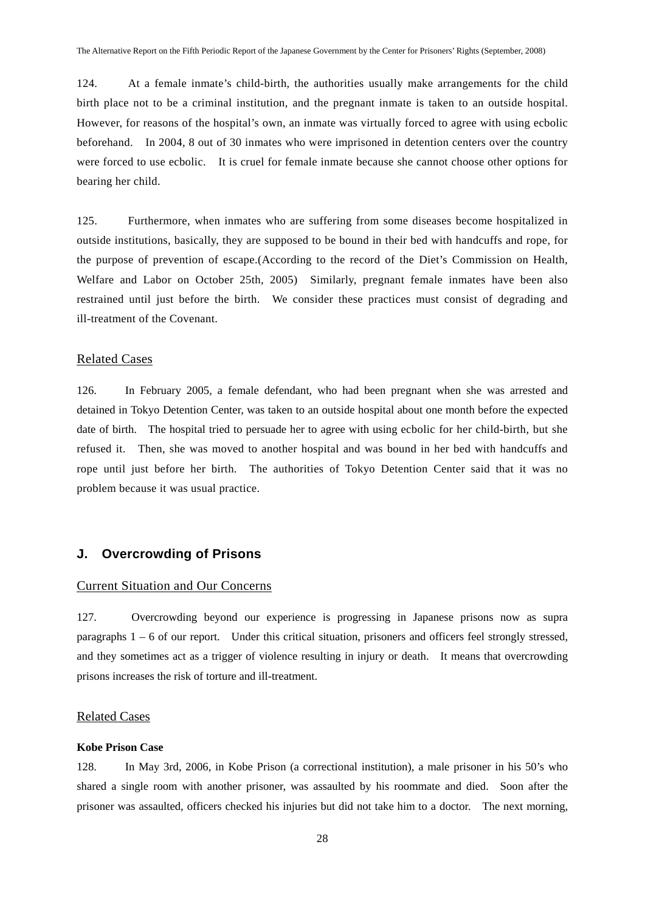124. At a female inmate's child-birth, the authorities usually make arrangements for the child birth place not to be a criminal institution, and the pregnant inmate is taken to an outside hospital. However, for reasons of the hospital's own, an inmate was virtually forced to agree with using ecbolic beforehand. In 2004, 8 out of 30 inmates who were imprisoned in detention centers over the country were forced to use ecbolic. It is cruel for female inmate because she cannot choose other options for bearing her child.

125. Furthermore, when inmates who are suffering from some diseases become hospitalized in outside institutions, basically, they are supposed to be bound in their bed with handcuffs and rope, for the purpose of prevention of escape.(According to the record of the Diet's Commission on Health, Welfare and Labor on October 25th, 2005) Similarly, pregnant female inmates have been also restrained until just before the birth. We consider these practices must consist of degrading and ill-treatment of the Covenant.

<u>Related Cases</u>

126. In February 2005, a female defendant, who had been pregnant when she was arrested and detained in Tokyo Detention Center, was taken to an outside hospital about one month before the expected date of birth. The hospital tried to persuade her to agree with using ecbolic for her child-birth, but she refused it. Then, she was moved to another hospital and was bound in her bed with handcuffs and rope until just before her birth. The authorities of Tokyo Detention Center said that it was no problem because it was usual practice.

## J. Overcrowding of Prisons

<u>Current Situation and Our Concerns</u>

127. Overcrowding beyond our experience is progressing in Japanese prisons now as supra paragraphs 1 – 6 of our report. Under this critical situation, prisoners and officers feel strongly stressed, and they sometimes act as a trigger of violence resulting in injury or death. It means that overcrowding prisons increases the risk of torture and ill-treatment.

<u>Related Cases</u>

**Kobe Prison Case**

128. In May 3rd, 2006, in Kobe Prison (a correctional institution), a male prisoner in his 50's who shared a single room with another prisoner, was assaulted by his roommate and died. Soon after the prisoner was assaulted, officers checked his injuries but did not take him to a doctor. The next morning,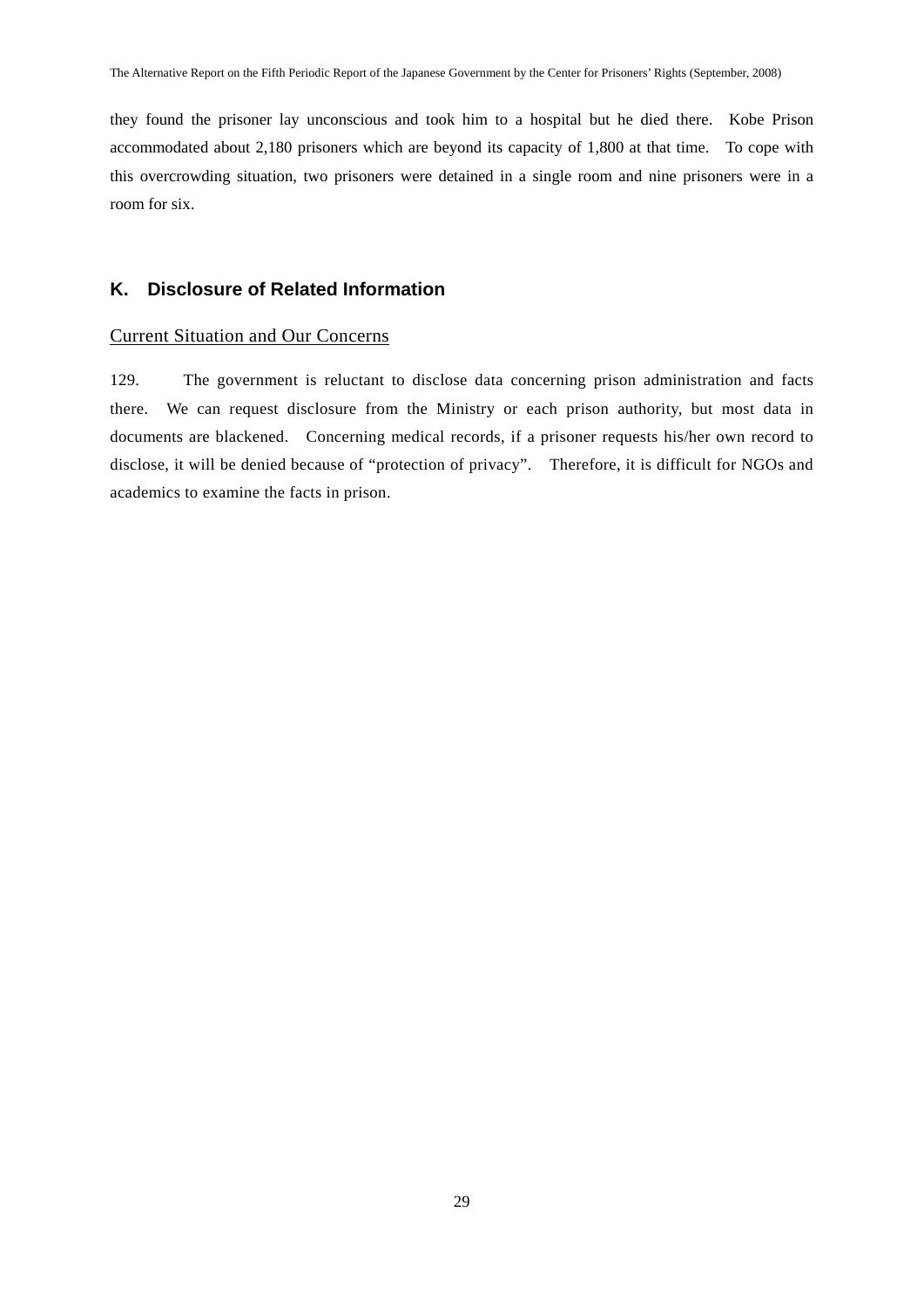they found the prisoner lay unconscious and took him to a hospital but he died there. Kobe Prison accommodated about 2,180 prisoners which are beyond its capacity of 1,800 at that time. To cope with this overcrowding situation, two prisoners were detained in a single room and nine prisoners were in a room for six.

## K. Disclosure of Related Information

Current Situation and Our Concerns

129. The government is reluctant to disclose data concerning prison administration and facts there. We can request disclosure from the Ministry or each prison authority, but most data in documents are blackened. Concerning medical records, if a prisoner requests his/her own record to disclose, it will be denied because of "protection of privacy". Therefore, it is difficult for NGOs and academics to examine the facts in prison.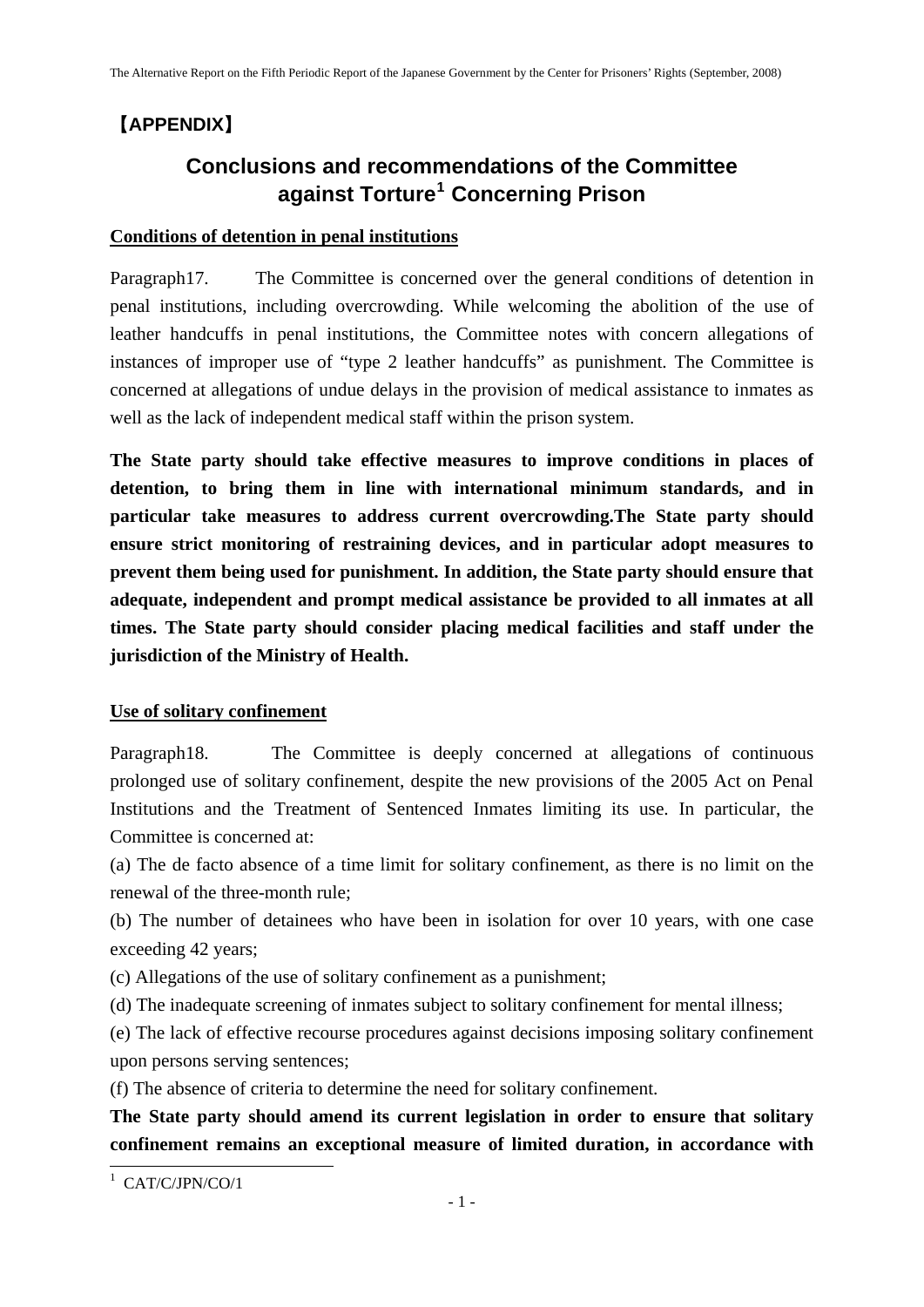【APPENDIX】

# Conclusions and recommendations of the Committee against Torture[1] Concerning Prison

**Conditions of detention in penal institutions**

Paragraph17. The Committee is concerned over the general conditions of detention in penal institutions, including overcrowding. While welcoming the abolition of the use of leather handcuffs in penal institutions, the Committee notes with concern allegations of instances of improper use of “type 2 leather handcuffs” as punishment. The Committee is concerned at allegations of undue delays in the provision of medical assistance to inmates as well as the lack of independent medical staff within the prison system.

**The State party should take effective measures to improve conditions in places of detention, to bring them in line with international minimum standards, and in particular take measures to address current overcrowding.The State party should ensure strict monitoring of restraining devices, and in particular adopt measures to prevent them being used for punishment. In addition, the State party should ensure that adequate, independent and prompt medical assistance be provided to all inmates at all times. The State party should consider placing medical facilities and staff under the jurisdiction of the Ministry of Health.**

**Use of solitary confinement**

Paragraph18. The Committee is deeply concerned at allegations of continuous prolonged use of solitary confinement, despite the new provisions of the 2005 Act on Penal Institutions and the Treatment of Sentenced Inmates limiting its use. In particular, the Committee is concerned at:

(a) The de facto absence of a time limit for solitary confinement, as there is no limit on the renewal of the three-month rule;

(b) The number of detainees who have been in isolation for over 10 years, with one case exceeding 42 years;

(c) Allegations of the use of solitary confinement as a punishment;

(d) The inadequate screening of inmates subject to solitary confinement for mental illness;

(e) The lack of effective recourse procedures against decisions imposing solitary confinement upon persons serving sentences;

(f) The absence of criteria to determine the need for solitary confinement.

**The State party should amend its current legislation in order to ensure that solitary confinement remains an exceptional measure of limited duration, in accordance with**

[1] CAT/C/JPN/CO/1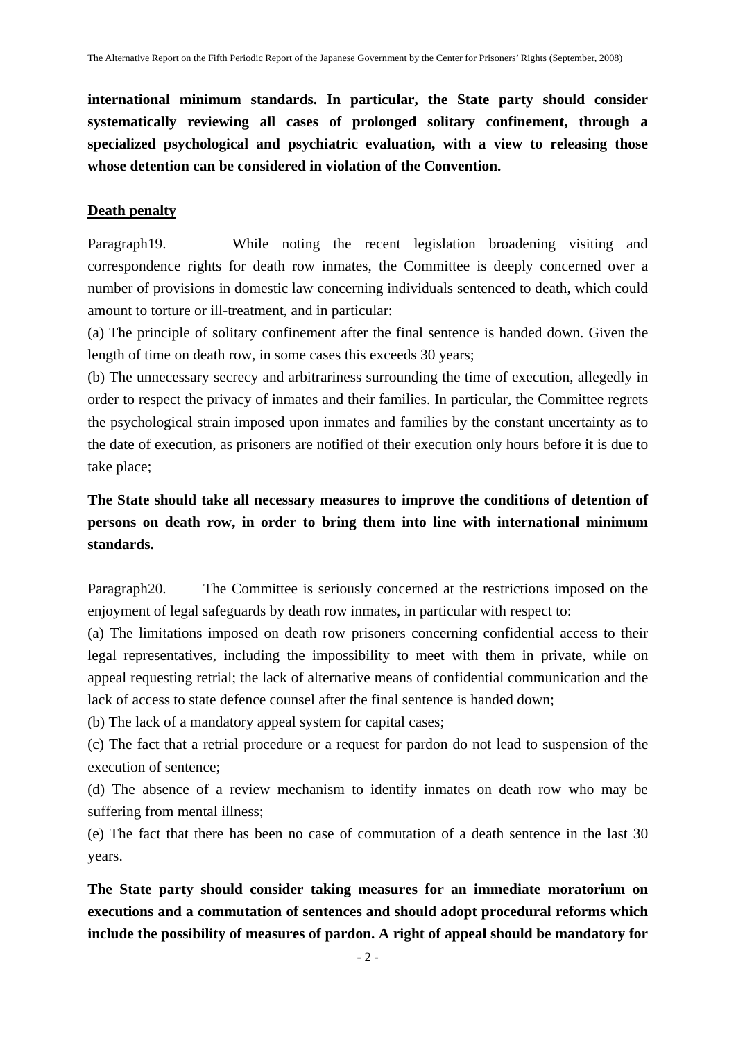**international minimum standards. In particular, the State party should consider systematically reviewing all cases of prolonged solitary confinement, through a specialized psychological and psychiatric evaluation, with a view to releasing those whose detention can be considered in violation of the Convention.**

**Death penalty**

Paragraph19. While noting the recent legislation broadening visiting and correspondence rights for death row inmates, the Committee is deeply concerned over a number of provisions in domestic law concerning individuals sentenced to death, which could amount to torture or ill-treatment, and in particular:

(a) The principle of solitary confinement after the final sentence is handed down. Given the length of time on death row, in some cases this exceeds 30 years;

(b) The unnecessary secrecy and arbitrariness surrounding the time of execution, allegedly in order to respect the privacy of inmates and their families. In particular, the Committee regrets the psychological strain imposed upon inmates and families by the constant uncertainty as to the date of execution, as prisoners are notified of their execution only hours before it is due to take place;

**The State should take all necessary measures to improve the conditions of detention of persons on death row, in order to bring them into line with international minimum standards.**

Paragraph20. The Committee is seriously concerned at the restrictions imposed on the enjoyment of legal safeguards by death row inmates, in particular with respect to:

(a) The limitations imposed on death row prisoners concerning confidential access to their legal representatives, including the impossibility to meet with them in private, while on appeal requesting retrial; the lack of alternative means of confidential communication and the lack of access to state defence counsel after the final sentence is handed down;

(b) The lack of a mandatory appeal system for capital cases;

(c) The fact that a retrial procedure or a request for pardon do not lead to suspension of the execution of sentence;

(d) The absence of a review mechanism to identify inmates on death row who may be suffering from mental illness;

(e) The fact that there has been no case of commutation of a death sentence in the last 30 years.

**The State party should consider taking measures for an immediate moratorium on executions and a commutation of sentences and should adopt procedural reforms which include the possibility of measures of pardon. A right of appeal should be mandatory for**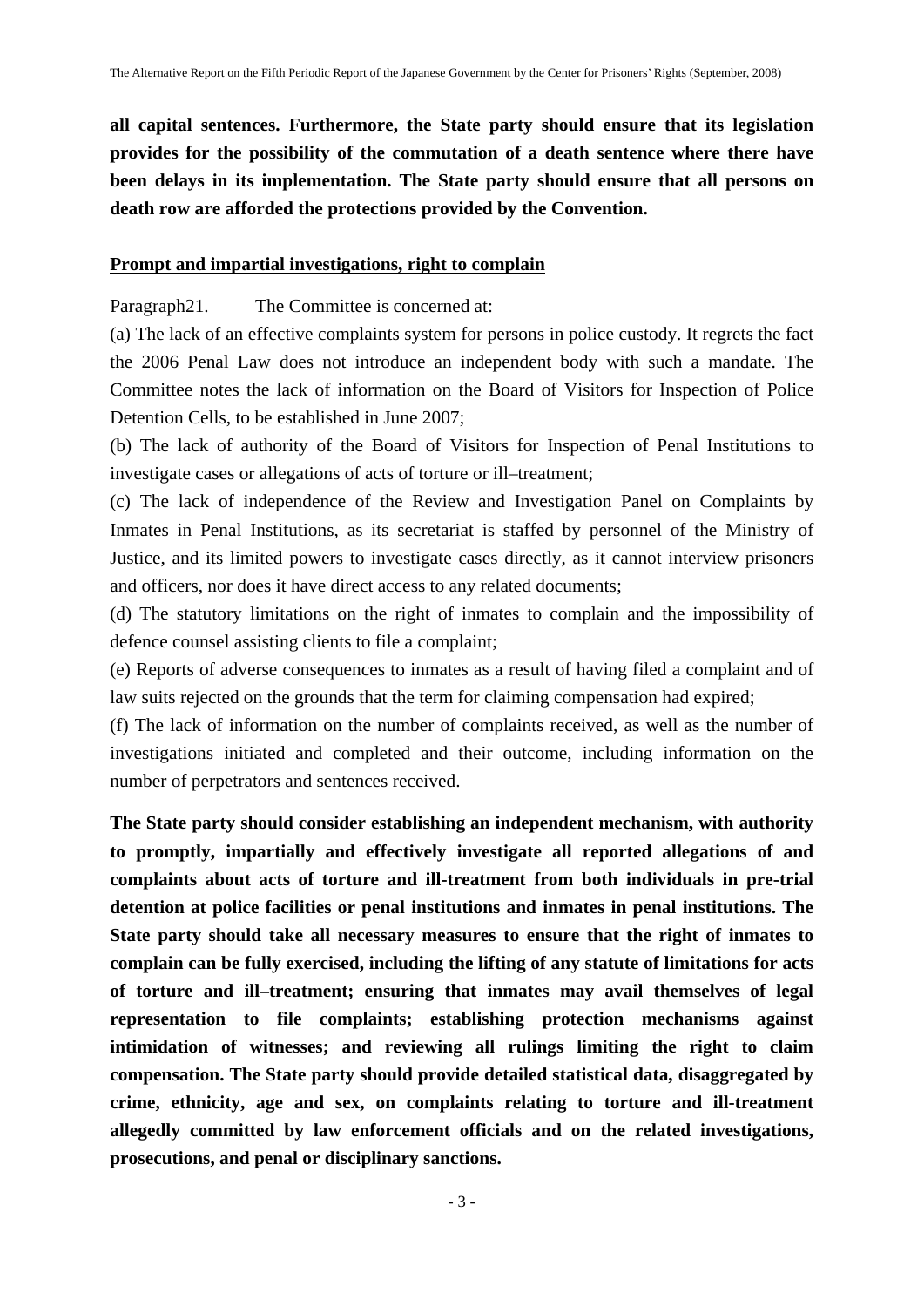**all capital sentences. Furthermore, the State party should ensure that its legislation provides for the possibility of the commutation of a death sentence where there have been delays in its implementation. The State party should ensure that all persons on death row are afforded the protections provided by the Convention.**

__Prompt and impartial investigations, right to complain__

Paragraph21. The Committee is concerned at:

(a) The lack of an effective complaints system for persons in police custody. It regrets the fact the 2006 Penal Law does not introduce an independent body with such a mandate. The Committee notes the lack of information on the Board of Visitors for Inspection of Police Detention Cells, to be established in June 2007;

(b) The lack of authority of the Board of Visitors for Inspection of Penal Institutions to investigate cases or allegations of acts of torture or ill–treatment;

(c) The lack of independence of the Review and Investigation Panel on Complaints by Inmates in Penal Institutions, as its secretariat is staffed by personnel of the Ministry of Justice, and its limited powers to investigate cases directly, as it cannot interview prisoners and officers, nor does it have direct access to any related documents;

(d) The statutory limitations on the right of inmates to complain and the impossibility of defence counsel assisting clients to file a complaint;

(e) Reports of adverse consequences to inmates as a result of having filed a complaint and of law suits rejected on the grounds that the term for claiming compensation had expired;

(f) The lack of information on the number of complaints received, as well as the number of investigations initiated and completed and their outcome, including information on the number of perpetrators and sentences received.

**The State party should consider establishing an independent mechanism, with authority to promptly, impartially and effectively investigate all reported allegations of and complaints about acts of torture and ill-treatment from both individuals in pre-trial detention at police facilities or penal institutions and inmates in penal institutions. The State party should take all necessary measures to ensure that the right of inmates to complain can be fully exercised, including the lifting of any statute of limitations for acts of torture and ill–treatment; ensuring that inmates may avail themselves of legal representation to file complaints; establishing protection mechanisms against intimidation of witnesses; and reviewing all rulings limiting the right to claim compensation. The State party should provide detailed statistical data, disaggregated by crime, ethnicity, age and sex, on complaints relating to torture and ill-treatment allegedly committed by law enforcement officials and on the related investigations, prosecutions, and penal or disciplinary sanctions.**